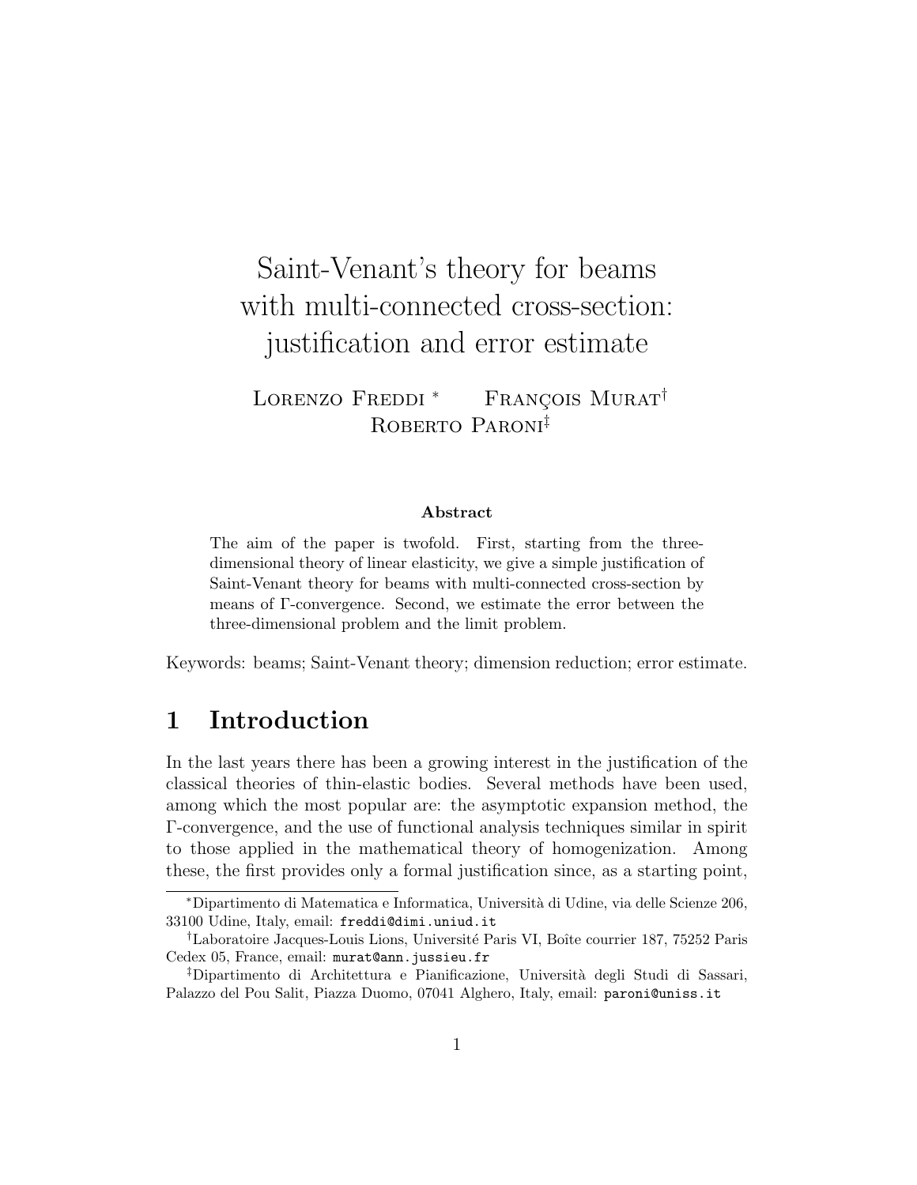# Saint-Venant's theory for beams with multi-connected cross-section: justification and error estimate

Lorenzo Freddi [*] François Murat [†] Roberto Paroni [‡]

**Abstract**

The aim of the paper is twofold. First, starting from the three-dimensional theory of linear elasticity, we give a simple justification of Saint-Venant theory for beams with multi-connected cross-section by means of $\Gamma$-convergence. Second, we estimate the error between the three-dimensional problem and the limit problem.

Keywords: beams; Saint-Venant theory; dimension reduction; error estimate.

## 1 Introduction

In the last years there has been a growing interest in the justification of the classical theories of thin-elastic bodies. Several methods have been used, among which the most popular are: the asymptotic expansion method, the $\Gamma$-convergence, and the use of functional analysis techniques similar in spirit to those applied in the mathematical theory of homogenization. Among these, the first provides only a formal justification since, as a starting point,

---

[*] Dipartimento di Matematica e Informatica, Università di Udine, via delle Scienze 206, 33100 Udine, Italy, email: freddi@dimi.uniud.it

[†] Laboratoire Jacques-Louis Lions, Université Paris VI, Boîte courrier 187, 75252 Paris Cedex 05, France, email: murat@ann.jussieu.fr

[‡] Dipartimento di Architettura e Pianificazione, Università degli Studi di Sassari, Palazzo del Pou Salit, Piazza Duomo, 07041 Alghero, Italy, email: paroni@uniss.it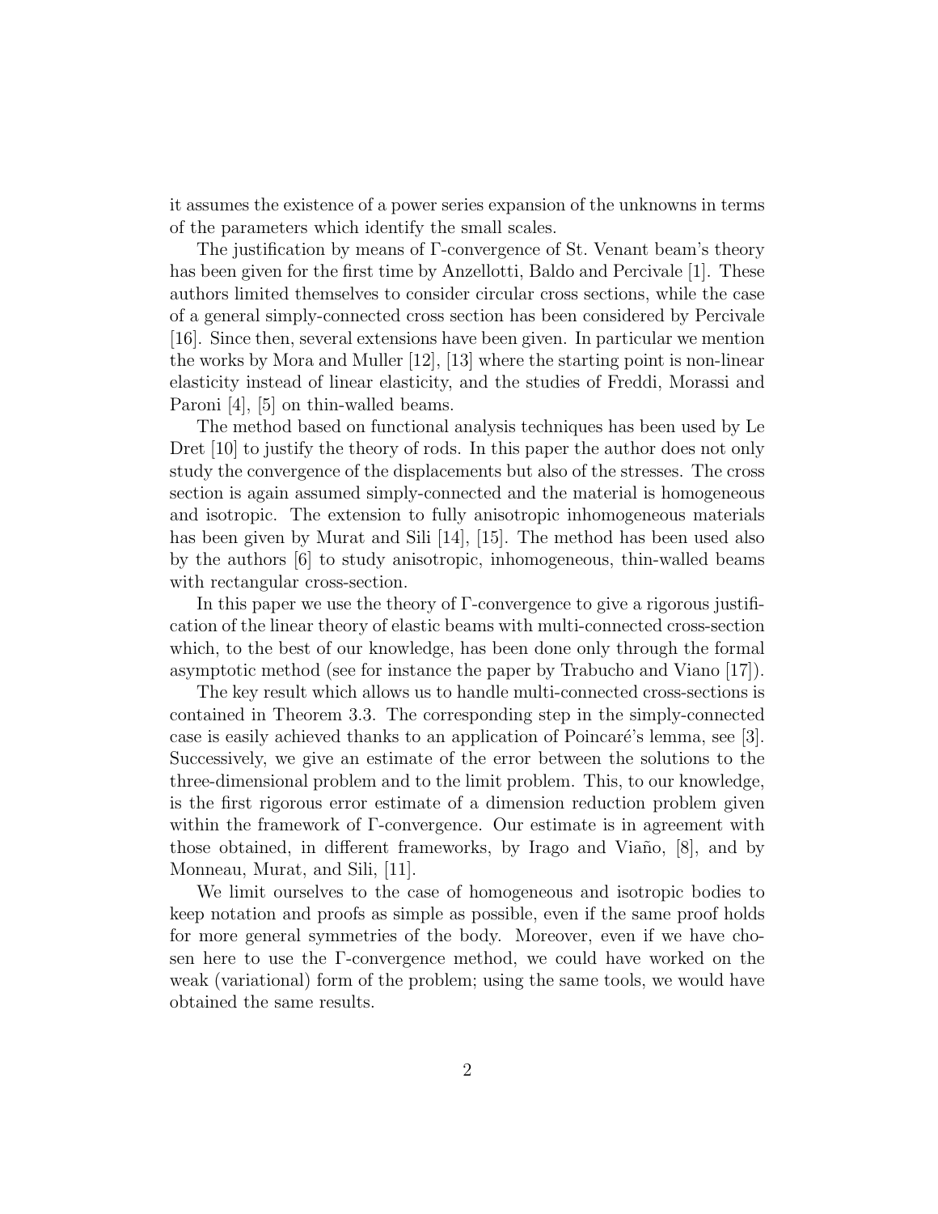it assumes the existence of a power series expansion of the unknowns in terms of the parameters which identify the small scales.

The justification by means of $\Gamma$-convergence of St. Venant beam's theory has been given for the first time by Anzellotti, Baldo and Percivale [1]. These authors limited themselves to consider circular cross sections, while the case of a general simply-connected cross section has been considered by Percivale [16]. Since then, several extensions have been given. In particular we mention the works by Mora and Muller [12], [13] where the starting point is non-linear elasticity instead of linear elasticity, and the studies of Freddi, Morassi and Paroni [4], [5] on thin-walled beams.

The method based on functional analysis techniques has been used by Le Dret [10] to justify the theory of rods. In this paper the author does not only study the convergence of the displacements but also of the stresses. The cross section is again assumed simply-connected and the material is homogeneous and isotropic. The extension to fully anisotropic inhomogeneous materials has been given by Murat and Sili [14], [15]. The method has been used also by the authors [6] to study anisotropic, inhomogeneous, thin-walled beams with rectangular cross-section.

In this paper we use the theory of $\Gamma$-convergence to give a rigorous justification of the linear theory of elastic beams with multi-connected cross-section which, to the best of our knowledge, has been done only through the formal asymptotic method (see for instance the paper by Trabucho and Viano [17]).

The key result which allows us to handle multi-connected cross-sections is contained in Theorem 3.3. The corresponding step in the simply-connected case is easily achieved thanks to an application of Poincaré's lemma, see [3]. Successively, we give an estimate of the error between the solutions to the three-dimensional problem and to the limit problem. This, to our knowledge, is the first rigorous error estimate of a dimension reduction problem given within the framework of $\Gamma$-convergence. Our estimate is in agreement with those obtained, in different frameworks, by Irago and Viaño, [8], and by Monneau, Murat, and Sili, [11].

We limit ourselves to the case of homogeneous and isotropic bodies to keep notation and proofs as simple as possible, even if the same proof holds for more general symmetries of the body. Moreover, even if we have chosen here to use the $\Gamma$-convergence method, we could have worked on the weak (variational) form of the problem; using the same tools, we would have obtained the same results.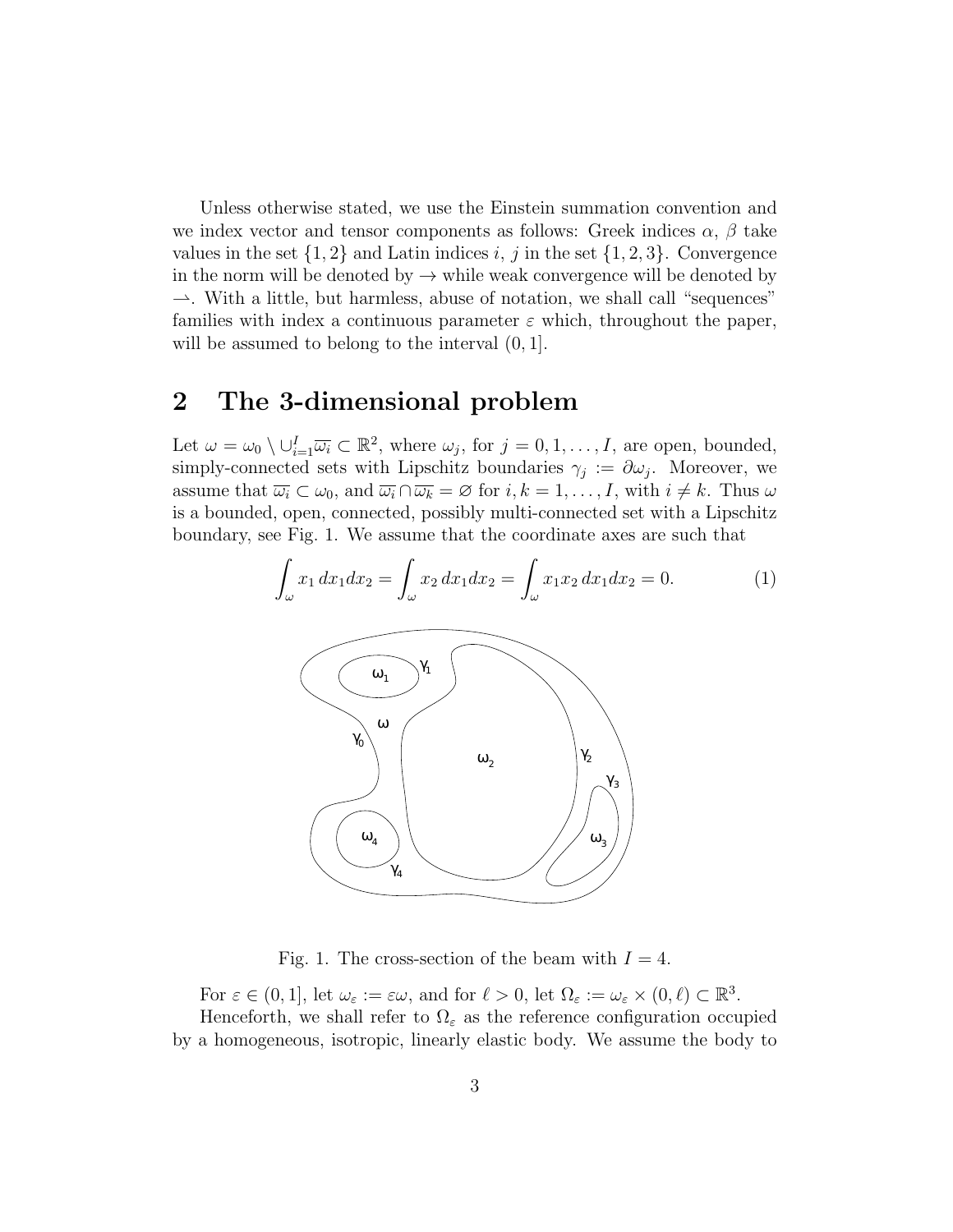Unless otherwise stated, we use the Einstein summation convention and we index vector and tensor components as follows: Greek indices $\alpha$, $\beta$ take values in the set $\{1, 2\}$ and Latin indices $i$, $j$ in the set $\{1, 2, 3\}$. Convergence in the norm will be denoted by $\to$ while weak convergence will be denoted by $\rightharpoonup$. With a little, but harmless, abuse of notation, we shall call "sequences" families with index a continuous parameter $\varepsilon$ which, throughout the paper, will be assumed to belong to the interval $(0, 1]$.

## 2 The 3-dimensional problem

Let $\omega = \omega_0 \setminus \cup_{i=1}^{I} \overline{\omega_i} \subset \mathbb{R}^2$, where $\omega_j$, for $j = 0, 1, \ldots, I$, are open, bounded, simply-connected sets with Lipschitz boundaries $\gamma_j := \partial\omega_j$. Moreover, we assume that $\overline{\omega_i} \subset \omega_0$, and $\overline{\omega_i} \cap \overline{\omega_k} = \varnothing$ for $i, k = 1, \ldots, I$, with $i \neq k$. Thus $\omega$ is a bounded, open, connected, possibly multi-connected set with a Lipschitz boundary, see Fig. 1. We assume that the coordinate axes are such that

$$\int_\omega x_1 \, dx_1 dx_2 = \int_\omega x_2 \, dx_1 dx_2 = \int_\omega x_1 x_2 \, dx_1 dx_2 = 0. \tag{1}$$

Fig. 1. The cross-section of the beam with $I = 4$.

For $\varepsilon \in (0, 1]$, let $\omega_\varepsilon := \varepsilon\omega$, and for $\ell > 0$, let $\Omega_\varepsilon := \omega_\varepsilon \times (0, \ell) \subset \mathbb{R}^3$.

Henceforth, we shall refer to $\Omega_\varepsilon$ as the reference configuration occupied by a homogeneous, isotropic, linearly elastic body. We assume the body to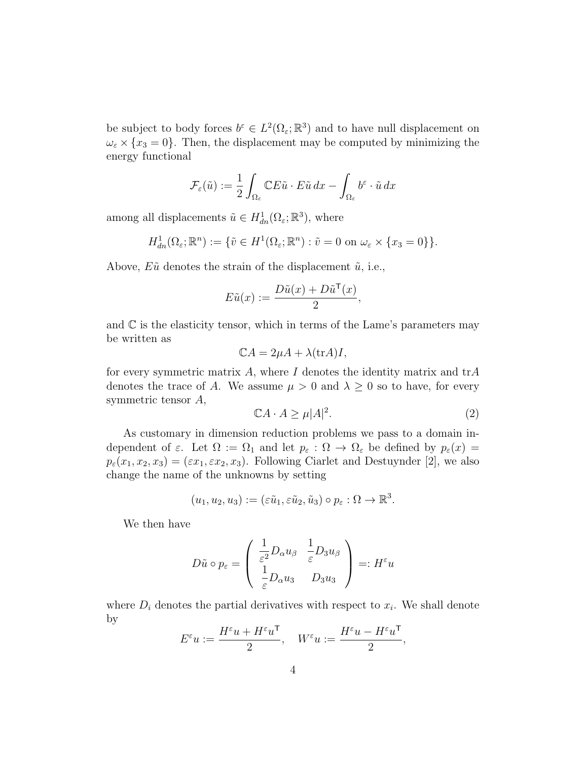be subject to body forces $b^\varepsilon \in L^2(\Omega_\varepsilon;\mathbb{R}^3)$ and to have null displacement on $\omega_\varepsilon \times \{x_3 = 0\}$. Then, the displacement may be computed by minimizing the energy functional

$$\mathcal{F}_\varepsilon(\tilde{u}) := \frac{1}{2}\int_{\Omega_\varepsilon} \mathbb{C}E\tilde{u}\cdot E\tilde{u}\,dx - \int_{\Omega_\varepsilon} b^\varepsilon\cdot\tilde{u}\,dx$$

among all displacements $\tilde{u} \in H^1_{dn}(\Omega_\varepsilon;\mathbb{R}^3)$, where

$$H^1_{dn}(\Omega_\varepsilon;\mathbb{R}^n) := \{\tilde{v} \in H^1(\Omega_\varepsilon;\mathbb{R}^n) : \tilde{v} = 0 \text{ on } \omega_\varepsilon \times \{x_3 = 0\}\}.$$

Above, $E\tilde{u}$ denotes the strain of the displacement $\tilde{u}$, i.e.,

$$E\tilde{u}(x) := \frac{D\tilde{u}(x) + D\tilde{u}^{\mathsf{T}}(x)}{2},$$

and $\mathbb{C}$ is the elasticity tensor, which in terms of the Lame's parameters may be written as

$$\mathbb{C}A = 2\mu A + \lambda(\mathrm{tr}A)I,$$

for every symmetric matrix $A$, where $I$ denotes the identity matrix and $\mathrm{tr}A$ denotes the trace of $A$. We assume $\mu > 0$ and $\lambda \geq 0$ so to have, for every symmetric tensor $A$,

$$\mathbb{C}A\cdot A \geq \mu|A|^2. \tag{2}$$

As customary in dimension reduction problems we pass to a domain independent of $\varepsilon$. Let $\Omega := \Omega_1$ and let $p_\varepsilon : \Omega \to \Omega_\varepsilon$ be defined by $p_\varepsilon(x) = p_\varepsilon(x_1, x_2, x_3) = (\varepsilon x_1, \varepsilon x_2, x_3)$. Following Ciarlet and Destuynder [2], we also change the name of the unknowns by setting

$$(u_1, u_2, u_3) := (\varepsilon\tilde{u}_1, \varepsilon\tilde{u}_2, \tilde{u}_3)\circ p_\varepsilon : \Omega \to \mathbb{R}^3.$$

We then have

$$D\tilde{u}\circ p_\varepsilon = \begin{pmatrix} \dfrac{1}{\varepsilon^2}D_\alpha u_\beta & \dfrac{1}{\varepsilon}D_3 u_\beta \\ \dfrac{1}{\varepsilon}D_\alpha u_3 & D_3 u_3 \end{pmatrix} =: H^\varepsilon u$$

where $D_i$ denotes the partial derivatives with respect to $x_i$. We shall denote by

$$E^\varepsilon u := \frac{H^\varepsilon u + H^\varepsilon u^{\mathsf{T}}}{2}, \quad W^\varepsilon u := \frac{H^\varepsilon u - H^\varepsilon u^{\mathsf{T}}}{2},$$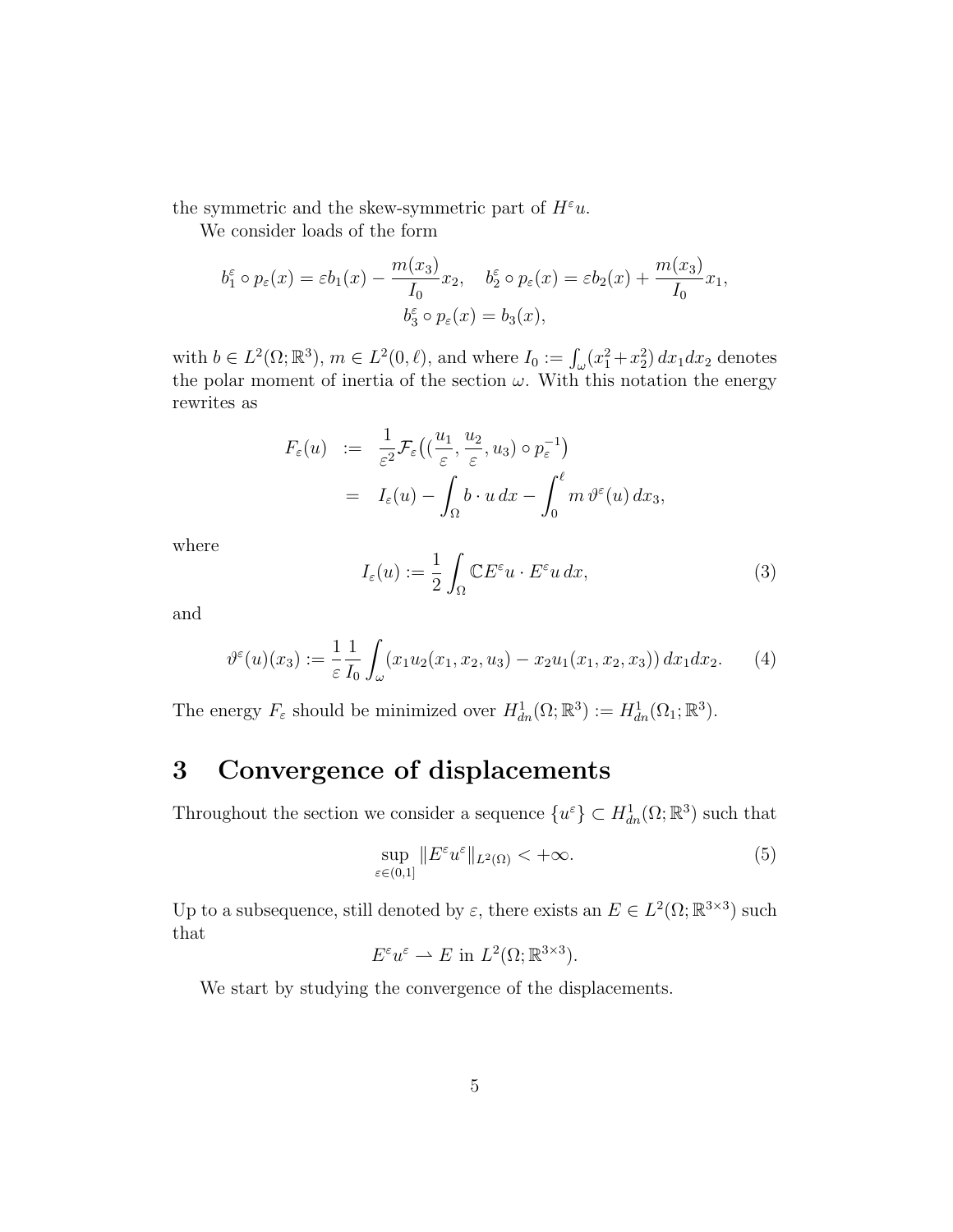the symmetric and the skew-symmetric part of $H^\varepsilon u$.

We consider loads of the form

$$
b_1^\varepsilon \circ p_\varepsilon(x) = \varepsilon b_1(x) - \frac{m(x_3)}{I_0} x_2, \quad b_2^\varepsilon \circ p_\varepsilon(x) = \varepsilon b_2(x) + \frac{m(x_3)}{I_0} x_1,
$$
$$
b_3^\varepsilon \circ p_\varepsilon(x) = b_3(x),
$$

with $b \in L^2(\Omega; \mathbb{R}^3)$, $m \in L^2(0, \ell)$, and where $I_0 := \int_\omega (x_1^2 + x_2^2)\, dx_1 dx_2$ denotes the polar moment of inertia of the section $\omega$. With this notation the energy rewrites as

$$
\begin{aligned}
F_\varepsilon(u) &:= \frac{1}{\varepsilon^2} \mathcal{F}_\varepsilon\big( (\frac{u_1}{\varepsilon}, \frac{u_2}{\varepsilon}, u_3) \circ p_\varepsilon^{-1} \big) \\
&= I_\varepsilon(u) - \int_\Omega b \cdot u \, dx - \int_0^\ell m \, \vartheta^\varepsilon(u) \, dx_3,
\end{aligned}
$$

where

$$
I_\varepsilon(u) := \frac{1}{2} \int_\Omega \mathbb{C} E^\varepsilon u \cdot E^\varepsilon u \, dx, \tag{3}
$$

and

$$
\vartheta^\varepsilon(u)(x_3) := \frac{1}{\varepsilon} \frac{1}{I_0} \int_\omega (x_1 u_2(x_1, x_2, u_3) - x_2 u_1(x_1, x_2, x_3)) \, dx_1 dx_2. \tag{4}
$$

The energy $F_\varepsilon$ should be minimized over $H^1_{dn}(\Omega; \mathbb{R}^3) := H^1_{dn}(\Omega_1; \mathbb{R}^3)$.

# 3 Convergence of displacements

Throughout the section we consider a sequence $\{u^\varepsilon\} \subset H^1_{dn}(\Omega; \mathbb{R}^3)$ such that

$$
\sup_{\varepsilon \in (0,1]} \| E^\varepsilon u^\varepsilon \|_{L^2(\Omega)} < +\infty. \tag{5}
$$

Up to a subsequence, still denoted by $\varepsilon$, there exists an $E \in L^2(\Omega; \mathbb{R}^{3\times 3})$ such that

$$
E^\varepsilon u^\varepsilon \rightharpoonup E \text{ in } L^2(\Omega; \mathbb{R}^{3\times 3}).
$$

We start by studying the convergence of the displacements.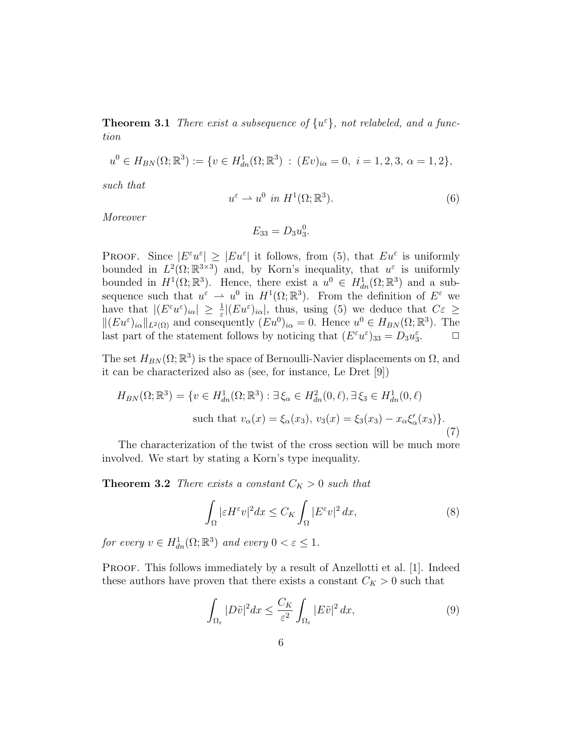**Theorem 3.1** *There exist a subsequence of $\{u^\varepsilon\}$, not relabeled, and a function*

$$u^0 \in H_{BN}(\Omega;\mathbb{R}^3) := \{v \in H^1_{dn}(\Omega;\mathbb{R}^3) \,:\, (Ev)_{i\alpha} = 0,\ i = 1,2,3,\ \alpha = 1,2\},$$

*such that*

$$u^\varepsilon \rightharpoonup u^0 \text{ in } H^1(\Omega;\mathbb{R}^3). \tag{6}$$

*Moreover*

$$E_{33} = D_3 u^0_3.$$

Proof. Since $|E^\varepsilon u^\varepsilon| \geq |Eu^\varepsilon|$ it follows, from (5), that $Eu^\varepsilon$ is uniformly bounded in $L^2(\Omega;\mathbb{R}^{3\times 3})$ and, by Korn's inequality, that $u^\varepsilon$ is uniformly bounded in $H^1(\Omega;\mathbb{R}^3)$. Hence, there exist a $u^0 \in H^1_{dn}(\Omega;\mathbb{R}^3)$ and a subsequence such that $u^\varepsilon \rightharpoonup u^0$ in $H^1(\Omega;\mathbb{R}^3)$. From the definition of $E^\varepsilon$ we have that $|(E^\varepsilon u^\varepsilon)_{i\alpha}| \geq \frac{1}{\varepsilon}|(Eu^\varepsilon)_{i\alpha}|$, thus, using (5) we deduce that $C\varepsilon \geq \|(Eu^\varepsilon)_{i\alpha}\|_{L^2(\Omega)}$ and consequently $(Eu^0)_{i\alpha} = 0$. Hence $u^0 \in H_{BN}(\Omega;\mathbb{R}^3)$. The last part of the statement follows by noticing that $(E^\varepsilon u^\varepsilon)_{33} = D_3 u^\varepsilon_3$. $\square$

The set $H_{BN}(\Omega;\mathbb{R}^3)$ is the space of Bernoulli-Navier displacements on $\Omega$, and it can be characterized also as (see, for instance, Le Dret [9])

$$\begin{aligned} H_{BN}(\Omega;\mathbb{R}^3) = \{v \in H^1_{dn}(\Omega;\mathbb{R}^3) : \exists\, \xi_\alpha \in H^2_{dn}(0,\ell), \exists\, \xi_3 \in H^1_{dn}(0,\ell) \\ \text{such that } v_\alpha(x) = \xi_\alpha(x_3),\ v_3(x) = \xi_3(x_3) - x_\alpha \xi'_\alpha(x_3)\}. \end{aligned} \tag{7}$$

The characterization of the twist of the cross section will be much more involved. We start by stating a Korn's type inequality.

**Theorem 3.2** *There exists a constant $C_K > 0$ such that*

$$\int_\Omega |\varepsilon H^\varepsilon v|^2 dx \leq C_K \int_\Omega |E^\varepsilon v|^2\, dx, \tag{8}$$

*for every $v \in H^1_{dn}(\Omega;\mathbb{R}^3)$ and every $0 < \varepsilon \leq 1$.*

Proof. This follows immediately by a result of Anzellotti et al. [1]. Indeed these authors have proven that there exists a constant $C_K > 0$ such that

$$\int_{\Omega_\varepsilon} |D\tilde{v}|^2 dx \leq \frac{C_K}{\varepsilon^2} \int_{\Omega_\varepsilon} |E\tilde{v}|^2\, dx, \tag{9}$$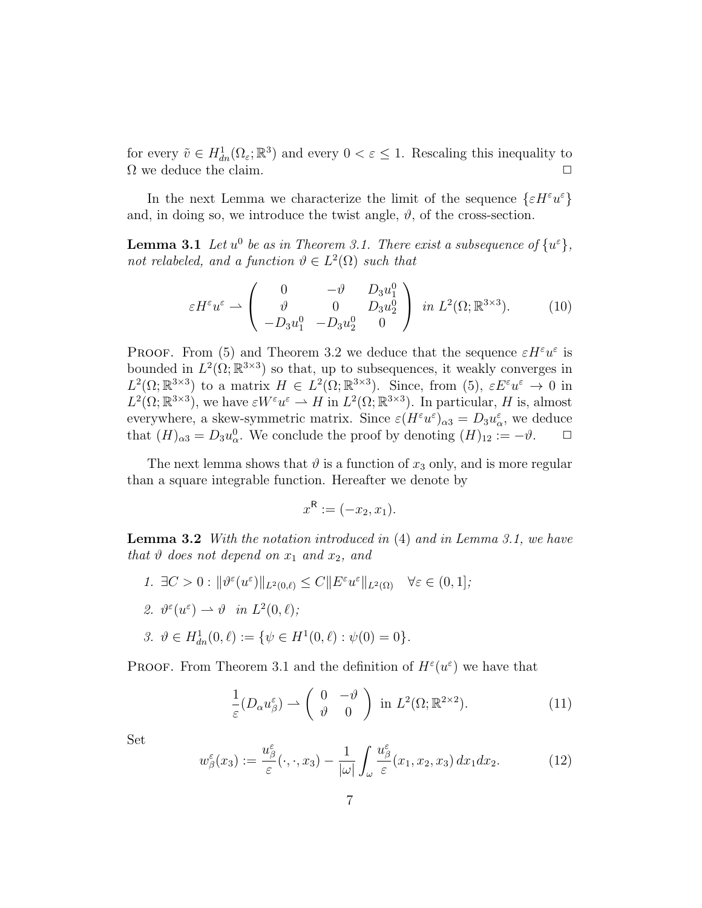for every $\tilde{v} \in H^1_{dn}(\Omega_\varepsilon;\mathbb{R}^3)$ and every $0 < \varepsilon \leq 1$. Rescaling this inequality to $\Omega$ we deduce the claim. □

In the next Lemma we characterize the limit of the sequence $\{\varepsilon H^\varepsilon u^\varepsilon\}$ and, in doing so, we introduce the twist angle, $\vartheta$, of the cross-section.

**Lemma 3.1** *Let $u^0$ be as in Theorem 3.1. There exist a subsequence of $\{u^\varepsilon\}$, not relabeled, and a function $\vartheta \in L^2(\Omega)$ such that*

$$\varepsilon H^\varepsilon u^\varepsilon \rightharpoonup \begin{pmatrix} 0 & -\vartheta & D_3 u^0_1 \\ \vartheta & 0 & D_3 u^0_2 \\ -D_3 u^0_1 & -D_3 u^0_2 & 0 \end{pmatrix} \quad \text{in } L^2(\Omega;\mathbb{R}^{3\times 3}). \tag{10}$$

Proof. From (5) and Theorem 3.2 we deduce that the sequence $\varepsilon H^\varepsilon u^\varepsilon$ is bounded in $L^2(\Omega;\mathbb{R}^{3\times 3})$ so that, up to subsequences, it weakly converges in $L^2(\Omega;\mathbb{R}^{3\times 3})$ to a matrix $H \in L^2(\Omega;\mathbb{R}^{3\times 3})$. Since, from (5), $\varepsilon E^\varepsilon u^\varepsilon \to 0$ in $L^2(\Omega;\mathbb{R}^{3\times 3})$, we have $\varepsilon W^\varepsilon u^\varepsilon \rightharpoonup H$ in $L^2(\Omega;\mathbb{R}^{3\times 3})$. In particular, $H$ is, almost everywhere, a skew-symmetric matrix. Since $\varepsilon(H^\varepsilon u^\varepsilon)_{\alpha 3} = D_3 u^\varepsilon_\alpha$, we deduce that $(H)_{\alpha 3} = D_3 u^0_\alpha$. We conclude the proof by denoting $(H)_{12} := -\vartheta$. □

The next lemma shows that $\vartheta$ is a function of $x_3$ only, and is more regular than a square integrable function. Hereafter we denote by

$$x^{\mathsf{R}} := (-x_2, x_1).$$

**Lemma 3.2** *With the notation introduced in (4) and in Lemma 3.1, we have that $\vartheta$ does not depend on $x_1$ and $x_2$, and*

1. *$\exists C > 0 : \|\vartheta^\varepsilon(u^\varepsilon)\|_{L^2(0,\ell)} \leq C \|E^\varepsilon u^\varepsilon\|_{L^2(\Omega)} \quad \forall \varepsilon \in (0,1]$;*
2. *$\vartheta^\varepsilon(u^\varepsilon) \rightharpoonup \vartheta \quad \text{in } L^2(0,\ell)$;*
3. *$\vartheta \in H^1_{dn}(0,\ell) := \{\psi \in H^1(0,\ell) : \psi(0) = 0\}$.*

Proof. From Theorem 3.1 and the definition of $H^\varepsilon(u^\varepsilon)$ we have that

$$\frac{1}{\varepsilon}(D_\alpha u^\varepsilon_\beta) \rightharpoonup \begin{pmatrix} 0 & -\vartheta \\ \vartheta & 0 \end{pmatrix} \text{ in } L^2(\Omega;\mathbb{R}^{2\times 2}). \tag{11}$$

Set

$$w^\varepsilon_\beta(x_3) := \frac{u^\varepsilon_\beta}{\varepsilon}(\cdot,\cdot,x_3) - \frac{1}{|\omega|}\int_\omega \frac{u^\varepsilon_\beta}{\varepsilon}(x_1,x_2,x_3)\,dx_1 dx_2. \tag{12}$$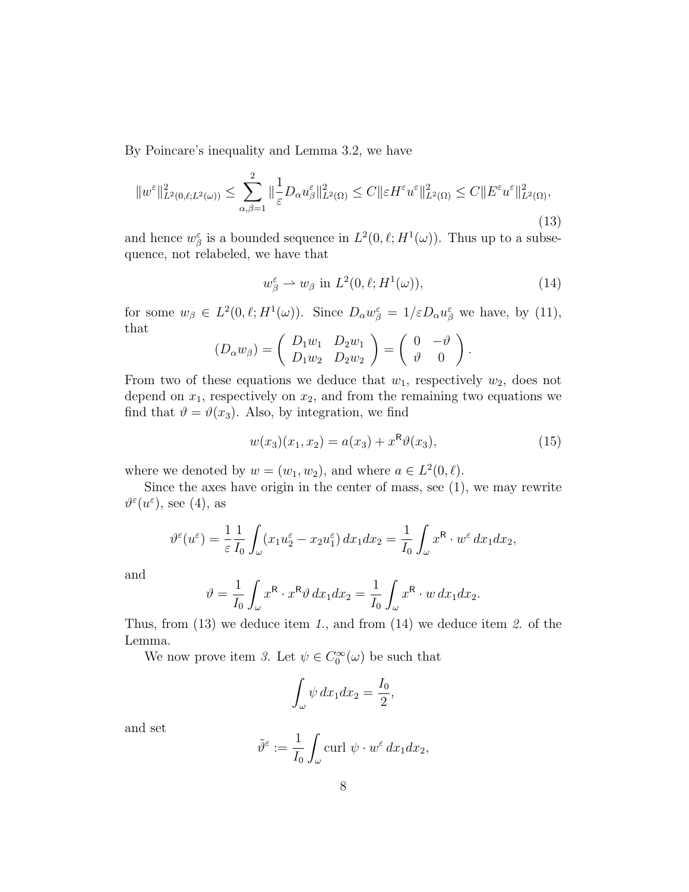By Poincare's inequality and Lemma 3.2, we have

$$\|w^\varepsilon\|^2_{L^2(0,\ell;L^2(\omega))} \leq \sum_{\alpha,\beta=1}^{2} \|\frac{1}{\varepsilon} D_\alpha u^\varepsilon_\beta\|^2_{L^2(\Omega)} \leq C\|\varepsilon H^\varepsilon u^\varepsilon\|^2_{L^2(\Omega)} \leq C\|E^\varepsilon u^\varepsilon\|^2_{L^2(\Omega)}, \tag{13}$$

and hence $w^\varepsilon_\beta$ is a bounded sequence in $L^2(0,\ell;H^1(\omega))$. Thus up to a subsequence, not relabeled, we have that

$$w^\varepsilon_\beta \rightharpoonup w_\beta \text{ in } L^2(0,\ell;H^1(\omega)), \tag{14}$$

for some $w_\beta \in L^2(0,\ell;H^1(\omega))$. Since $D_\alpha w^\varepsilon_\beta = 1/\varepsilon D_\alpha u^\varepsilon_\beta$ we have, by (11), that

$$(D_\alpha w_\beta) = \begin{pmatrix} D_1 w_1 & D_2 w_1 \\ D_1 w_2 & D_2 w_2 \end{pmatrix} = \begin{pmatrix} 0 & -\vartheta \\ \vartheta & 0 \end{pmatrix}.$$

From two of these equations we deduce that $w_1$, respectively $w_2$, does not depend on $x_1$, respectively on $x_2$, and from the remaining two equations we find that $\vartheta = \vartheta(x_3)$. Also, by integration, we find

$$w(x_3)(x_1,x_2) = a(x_3) + x^{\mathsf{R}}\vartheta(x_3), \tag{15}$$

where we denoted by $w = (w_1, w_2)$, and where $a \in L^2(0,\ell)$.

Since the axes have origin in the center of mass, see (1), we may rewrite $\vartheta^\varepsilon(u^\varepsilon)$, see (4), as

$$\vartheta^\varepsilon(u^\varepsilon) = \frac{1}{\varepsilon}\frac{1}{I_0}\int_\omega (x_1 u^\varepsilon_2 - x_2 u^\varepsilon_1)\, dx_1 dx_2 = \frac{1}{I_0}\int_\omega x^{\mathsf{R}} \cdot w^\varepsilon \, dx_1 dx_2,$$

and

$$\vartheta = \frac{1}{I_0}\int_\omega x^{\mathsf{R}} \cdot x^{\mathsf{R}}\vartheta \, dx_1 dx_2 = \frac{1}{I_0}\int_\omega x^{\mathsf{R}} \cdot w \, dx_1 dx_2.$$

Thus, from (13) we deduce item *1.*, and from (14) we deduce item *2.* of the Lemma.

We now prove item *3.* Let $\psi \in C^\infty_0(\omega)$ be such that

$$\int_\omega \psi \, dx_1 dx_2 = \frac{I_0}{2},$$

and set

$$\tilde{\vartheta}^\varepsilon := \frac{1}{I_0}\int_\omega \text{curl } \psi \cdot w^\varepsilon \, dx_1 dx_2,$$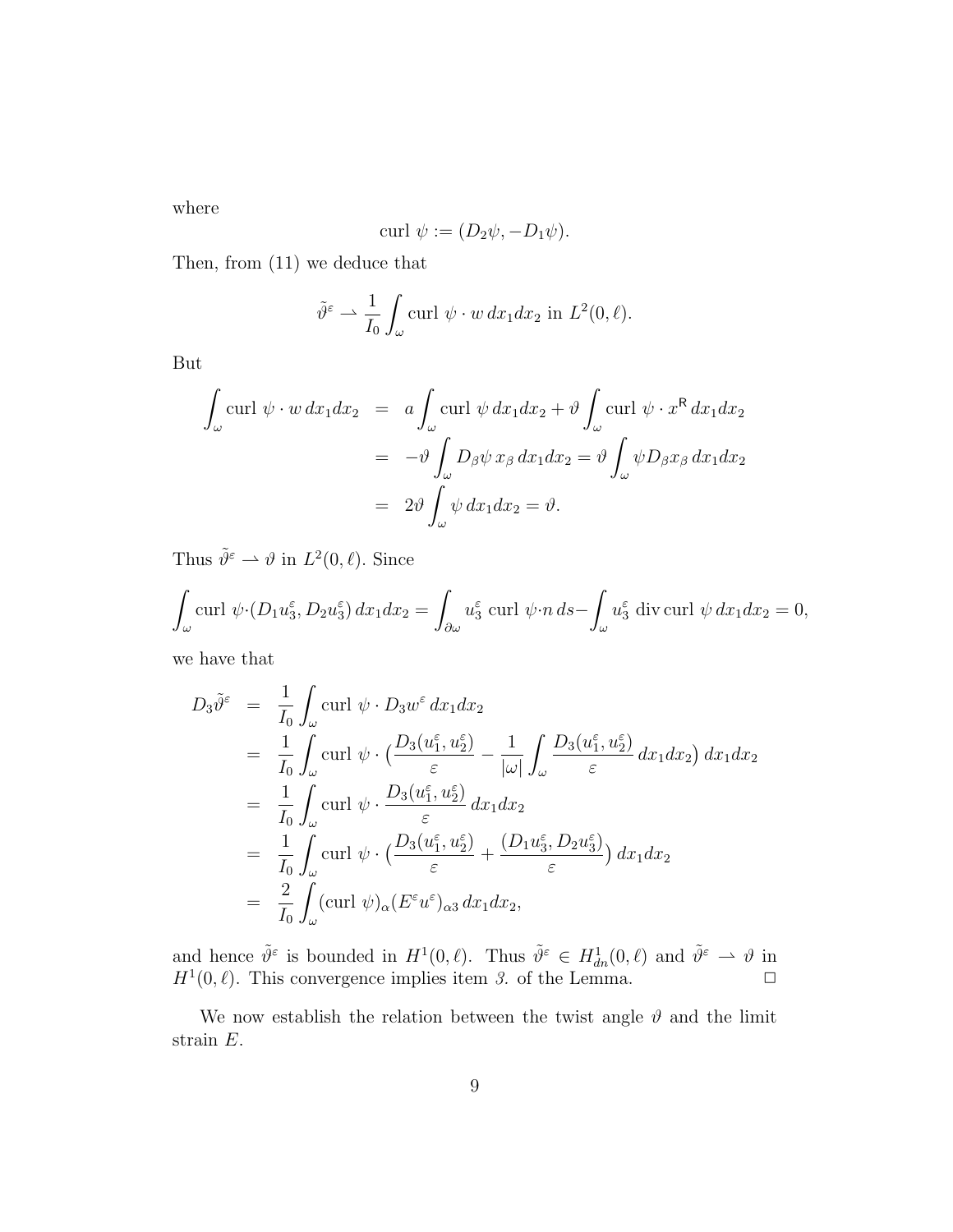where

$$\text{curl } \psi := (D_2\psi, -D_1\psi).$$

Then, from (11) we deduce that

$$\tilde{\vartheta}^\varepsilon \rightharpoonup \frac{1}{I_0}\int_\omega \text{curl } \psi \cdot w \, dx_1 dx_2 \text{ in } L^2(0,\ell).$$

But

$$\begin{aligned}
\int_\omega \text{curl } \psi \cdot w \, dx_1 dx_2 &= a\int_\omega \text{curl } \psi \, dx_1 dx_2 + \vartheta \int_\omega \text{curl } \psi \cdot x^{\mathsf{R}} \, dx_1 dx_2 \\
&= -\vartheta \int_\omega D_\beta \psi \, x_\beta \, dx_1 dx_2 = \vartheta \int_\omega \psi D_\beta x_\beta \, dx_1 dx_2 \\
&= 2\vartheta \int_\omega \psi \, dx_1 dx_2 = \vartheta.
\end{aligned}$$

Thus $\tilde{\vartheta}^\varepsilon \rightharpoonup \vartheta$ in $L^2(0,\ell)$. Since

$$\int_\omega \text{curl } \psi \cdot (D_1 u_3^\varepsilon, D_2 u_3^\varepsilon) \, dx_1 dx_2 = \int_{\partial\omega} u_3^\varepsilon \text{ curl } \psi \cdot n \, ds - \int_\omega u_3^\varepsilon \text{ div curl } \psi \, dx_1 dx_2 = 0,$$

we have that

$$\begin{aligned}
D_3 \tilde{\vartheta}^\varepsilon &= \frac{1}{I_0}\int_\omega \text{curl } \psi \cdot D_3 w^\varepsilon \, dx_1 dx_2 \\
&= \frac{1}{I_0}\int_\omega \text{curl } \psi \cdot \big(\frac{D_3(u_1^\varepsilon, u_2^\varepsilon)}{\varepsilon} - \frac{1}{|\omega|}\int_\omega \frac{D_3(u_1^\varepsilon, u_2^\varepsilon)}{\varepsilon} \, dx_1 dx_2\big) \, dx_1 dx_2 \\
&= \frac{1}{I_0}\int_\omega \text{curl } \psi \cdot \frac{D_3(u_1^\varepsilon, u_2^\varepsilon)}{\varepsilon} \, dx_1 dx_2 \\
&= \frac{1}{I_0}\int_\omega \text{curl } \psi \cdot \big(\frac{D_3(u_1^\varepsilon, u_2^\varepsilon)}{\varepsilon} + \frac{(D_1 u_3^\varepsilon, D_2 u_3^\varepsilon)}{\varepsilon}\big) \, dx_1 dx_2 \\
&= \frac{2}{I_0}\int_\omega (\text{curl } \psi)_\alpha (E^\varepsilon u^\varepsilon)_{\alpha 3} \, dx_1 dx_2,
\end{aligned}$$

and hence $\tilde{\vartheta}^\varepsilon$ is bounded in $H^1(0,\ell)$. Thus $\tilde{\vartheta}^\varepsilon \in H^1_{dn}(0,\ell)$ and $\tilde{\vartheta}^\varepsilon \rightharpoonup \vartheta$ in $H^1(0,\ell)$. This convergence implies item *3.* of the Lemma. □

We now establish the relation between the twist angle $\vartheta$ and the limit strain $E$.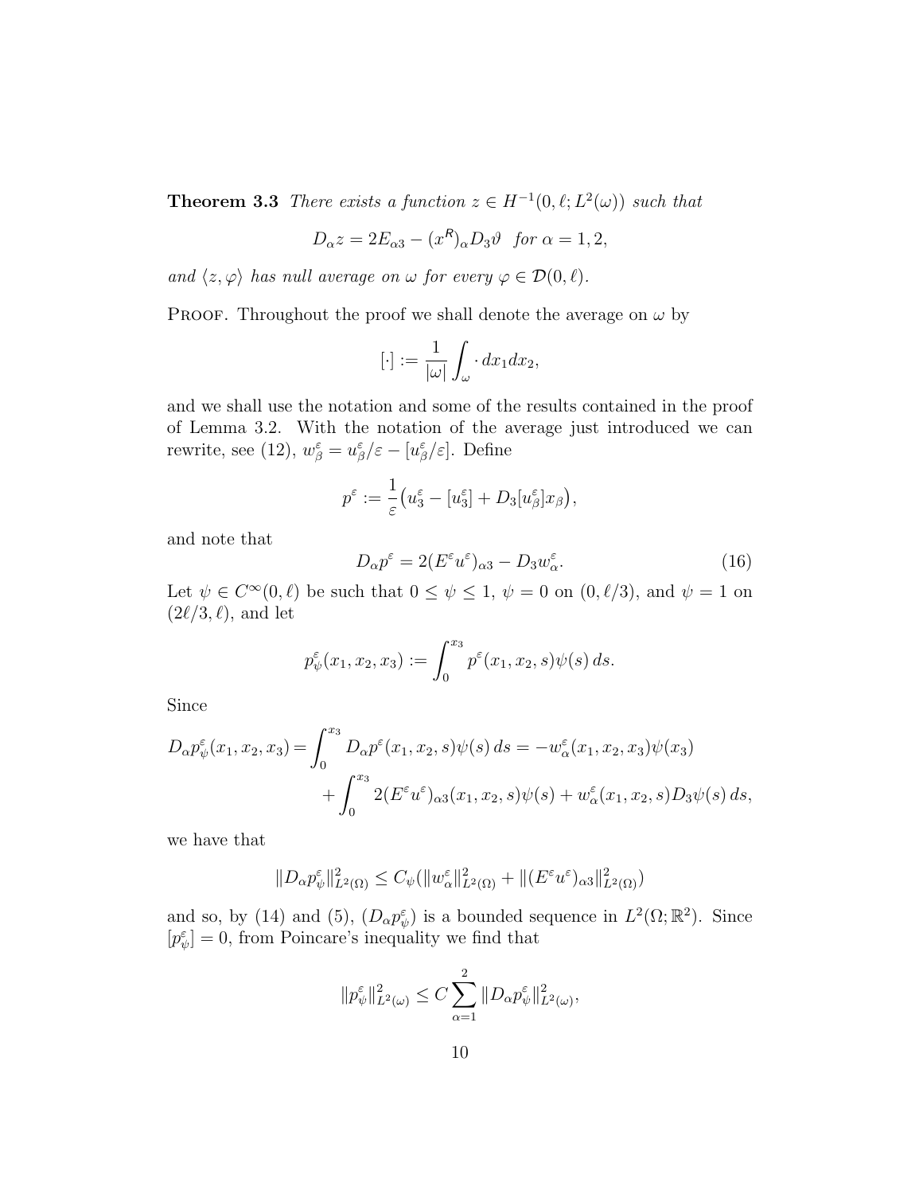**Theorem 3.3** *There exists a function $z \in H^{-1}(0, \ell; L^2(\omega))$ such that*

$$D_\alpha z = 2E_{\alpha 3} - (x^R)_\alpha D_3 \vartheta \quad \textit{for } \alpha = 1, 2,$$

*and $\langle z, \varphi \rangle$ has null average on $\omega$ for every $\varphi \in \mathcal{D}(0, \ell)$.*

Proof. Throughout the proof we shall denote the average on $\omega$ by

$$[\cdot] := \frac{1}{|\omega|} \int_\omega \cdot \, dx_1 dx_2,$$

and we shall use the notation and some of the results contained in the proof of Lemma 3.2. With the notation of the average just introduced we can rewrite, see (12), $w^\varepsilon_\beta = u^\varepsilon_\beta / \varepsilon - [u^\varepsilon_\beta / \varepsilon]$. Define

$$p^\varepsilon := \frac{1}{\varepsilon}\big(u^\varepsilon_3 - [u^\varepsilon_3] + D_3[u^\varepsilon_\beta] x_\beta\big),$$

and note that

$$D_\alpha p^\varepsilon = 2(E^\varepsilon u^\varepsilon)_{\alpha 3} - D_3 w^\varepsilon_\alpha. \tag{16}$$

Let $\psi \in C^\infty(0, \ell)$ be such that $0 \le \psi \le 1$, $\psi = 0$ on $(0, \ell/3)$, and $\psi = 1$ on $(2\ell/3, \ell)$, and let

$$p^\varepsilon_\psi(x_1, x_2, x_3) := \int_0^{x_3} p^\varepsilon(x_1, x_2, s) \psi(s) \, ds.$$

Since

$$\begin{aligned} D_\alpha p^\varepsilon_\psi(x_1, x_2, x_3) = & \int_0^{x_3} D_\alpha p^\varepsilon(x_1, x_2, s) \psi(s) \, ds = -w^\varepsilon_\alpha(x_1, x_2, x_3) \psi(x_3) \\ & + \int_0^{x_3} 2(E^\varepsilon u^\varepsilon)_{\alpha 3}(x_1, x_2, s) \psi(s) + w^\varepsilon_\alpha(x_1, x_2, s) D_3 \psi(s) \, ds, \end{aligned}$$

we have that

$$\|D_\alpha p^\varepsilon_\psi\|^2_{L^2(\Omega)} \le C_\psi (\|w^\varepsilon_\alpha\|^2_{L^2(\Omega)} + \|(E^\varepsilon u^\varepsilon)_{\alpha 3}\|^2_{L^2(\Omega)})$$

and so, by (14) and (5), $(D_\alpha p^\varepsilon_\psi)$ is a bounded sequence in $L^2(\Omega; \mathbb{R}^2)$. Since $[p^\varepsilon_\psi] = 0$, from Poincare's inequality we find that

$$\|p^\varepsilon_\psi\|^2_{L^2(\omega)} \le C \sum_{\alpha=1}^{2} \|D_\alpha p^\varepsilon_\psi\|^2_{L^2(\omega)},$$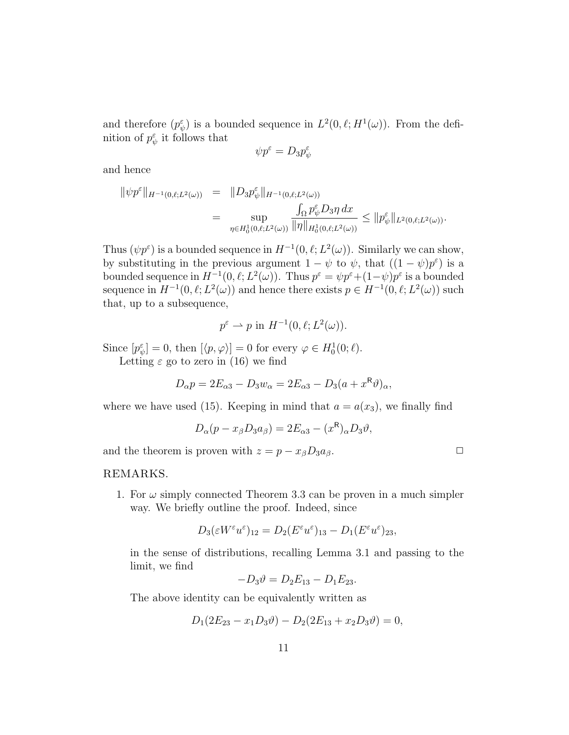and therefore $(p^\varepsilon_\psi)$ is a bounded sequence in $L^2(0,\ell;H^1(\omega))$. From the definition of $p^\varepsilon_\psi$ it follows that

$$\psi p^\varepsilon = D_3 p^\varepsilon_\psi$$

and hence

$$\begin{aligned}
\|\psi p^\varepsilon\|_{H^{-1}(0,\ell;L^2(\omega))} &= \|D_3 p^\varepsilon_\psi\|_{H^{-1}(0,\ell;L^2(\omega))} \\
&= \sup_{\eta\in H^1_0(0,\ell;L^2(\omega))} \frac{\int_\Omega p^\varepsilon_\psi D_3\eta\, dx}{\|\eta\|_{H^1_0(0,\ell;L^2(\omega))}} \le \|p^\varepsilon_\psi\|_{L^2(0,\ell;L^2(\omega))}.
\end{aligned}$$

Thus $(\psi p^\varepsilon)$ is a bounded sequence in $H^{-1}(0,\ell;L^2(\omega))$. Similarly we can show, by substituting in the previous argument $1-\psi$ to $\psi$, that $((1-\psi)p^\varepsilon)$ is a bounded sequence in $H^{-1}(0,\ell;L^2(\omega))$. Thus $p^\varepsilon = \psi p^\varepsilon + (1-\psi)p^\varepsilon$ is a bounded sequence in $H^{-1}(0,\ell;L^2(\omega))$ and hence there exists $p \in H^{-1}(0,\ell;L^2(\omega))$ such that, up to a subsequence,

$$p^\varepsilon \rightharpoonup p \text{ in } H^{-1}(0,\ell;L^2(\omega)).$$

Since $[p^\varepsilon_\psi]=0$, then $[\langle p,\varphi\rangle]=0$ for every $\varphi\in H^1_0(0;\ell)$.

Letting $\varepsilon$ go to zero in (16) we find

$$D_\alpha p = 2E_{\alpha 3} - D_3 w_\alpha = 2E_{\alpha 3} - D_3(a + x^{\mathsf{R}}\vartheta)_\alpha,$$

where we have used (15). Keeping in mind that $a=a(x_3)$, we finally find

$$D_\alpha(p - x_\beta D_3 a_\beta) = 2E_{\alpha 3} - (x^{\mathsf{R}})_\alpha D_3\vartheta,$$

and the theorem is proven with $z = p - x_\beta D_3 a_\beta$. □

REMARKS.

1. For $\omega$ simply connected Theorem 3.3 can be proven in a much simpler way. We briefly outline the proof. Indeed, since

$$D_3(\varepsilon W^\varepsilon u^\varepsilon)_{12} = D_2(E^\varepsilon u^\varepsilon)_{13} - D_1(E^\varepsilon u^\varepsilon)_{23},$$

in the sense of distributions, recalling Lemma 3.1 and passing to the limit, we find

$$-D_3\vartheta = D_2E_{13} - D_1E_{23}.$$

The above identity can be equivalently written as

$$D_1(2E_{23} - x_1D_3\vartheta) - D_2(2E_{13} + x_2D_3\vartheta) = 0,$$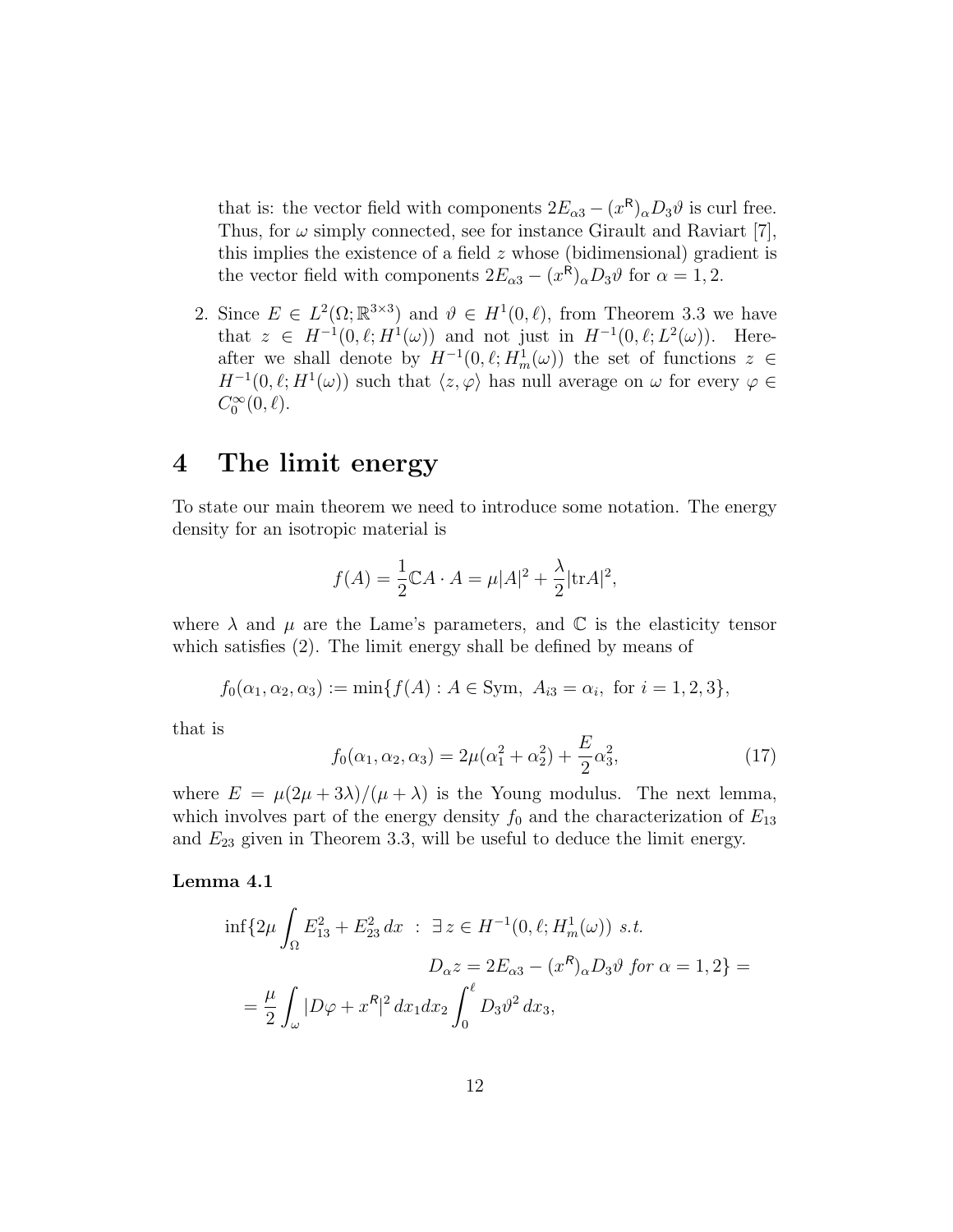that is: the vector field with components $2E_{\alpha 3} - (x^{\mathsf{R}})_\alpha D_3\vartheta$ is curl free. Thus, for $\omega$ simply connected, see for instance Girault and Raviart [7], this implies the existence of a field $z$ whose (bidimensional) gradient is the vector field with components $2E_{\alpha 3} - (x^{\mathsf{R}})_\alpha D_3\vartheta$ for $\alpha = 1, 2$.

2. Since $E \in L^2(\Omega; \mathbb{R}^{3\times 3})$ and $\vartheta \in H^1(0, \ell)$, from Theorem 3.3 we have that $z \in H^{-1}(0, \ell; H^1(\omega))$ and not just in $H^{-1}(0, \ell; L^2(\omega))$. Hereafter we shall denote by $H^{-1}(0, \ell; H^1_m(\omega))$ the set of functions $z \in H^{-1}(0, \ell; H^1(\omega))$ such that $\langle z, \varphi\rangle$ has null average on $\omega$ for every $\varphi \in C^\infty_0(0, \ell)$.

# 4 The limit energy

To state our main theorem we need to introduce some notation. The energy density for an isotropic material is

$$f(A) = \frac{1}{2}\mathbb{C}A \cdot A = \mu|A|^2 + \frac{\lambda}{2}|\text{tr}A|^2,$$

where $\lambda$ and $\mu$ are the Lame's parameters, and $\mathbb{C}$ is the elasticity tensor which satisfies (2). The limit energy shall be defined by means of

$$f_0(\alpha_1, \alpha_2, \alpha_3) := \min\{f(A) : A \in \text{Sym},\ A_{i3} = \alpha_i,\ \text{for } i = 1, 2, 3\},$$

that is

$$f_0(\alpha_1, \alpha_2, \alpha_3) = 2\mu(\alpha_1^2 + \alpha_2^2) + \frac{E}{2}\alpha_3^2, \tag{17}$$

where $E = \mu(2\mu + 3\lambda)/(\mu + \lambda)$ is the Young modulus. The next lemma, which involves part of the energy density $f_0$ and the characterization of $E_{13}$ and $E_{23}$ given in Theorem 3.3, will be useful to deduce the limit energy.

**Lemma 4.1**

$$\begin{aligned}
\inf\{2\mu \int_\Omega E_{13}^2 + E_{23}^2\, dx \ :\ &\exists\, z \in H^{-1}(0, \ell; H^1_m(\omega))\ \textit{s.t.} \\
&D_\alpha z = 2E_{\alpha 3} - (x^{\mathsf{R}})_\alpha D_3\vartheta\ \textit{for}\ \alpha = 1, 2\} = \\
= \frac{\mu}{2}\int_\omega |D\varphi + x^{\mathsf{R}}|^2\, dx_1 dx_2 &\int_0^\ell D_3\vartheta^2\, dx_3,
\end{aligned}$$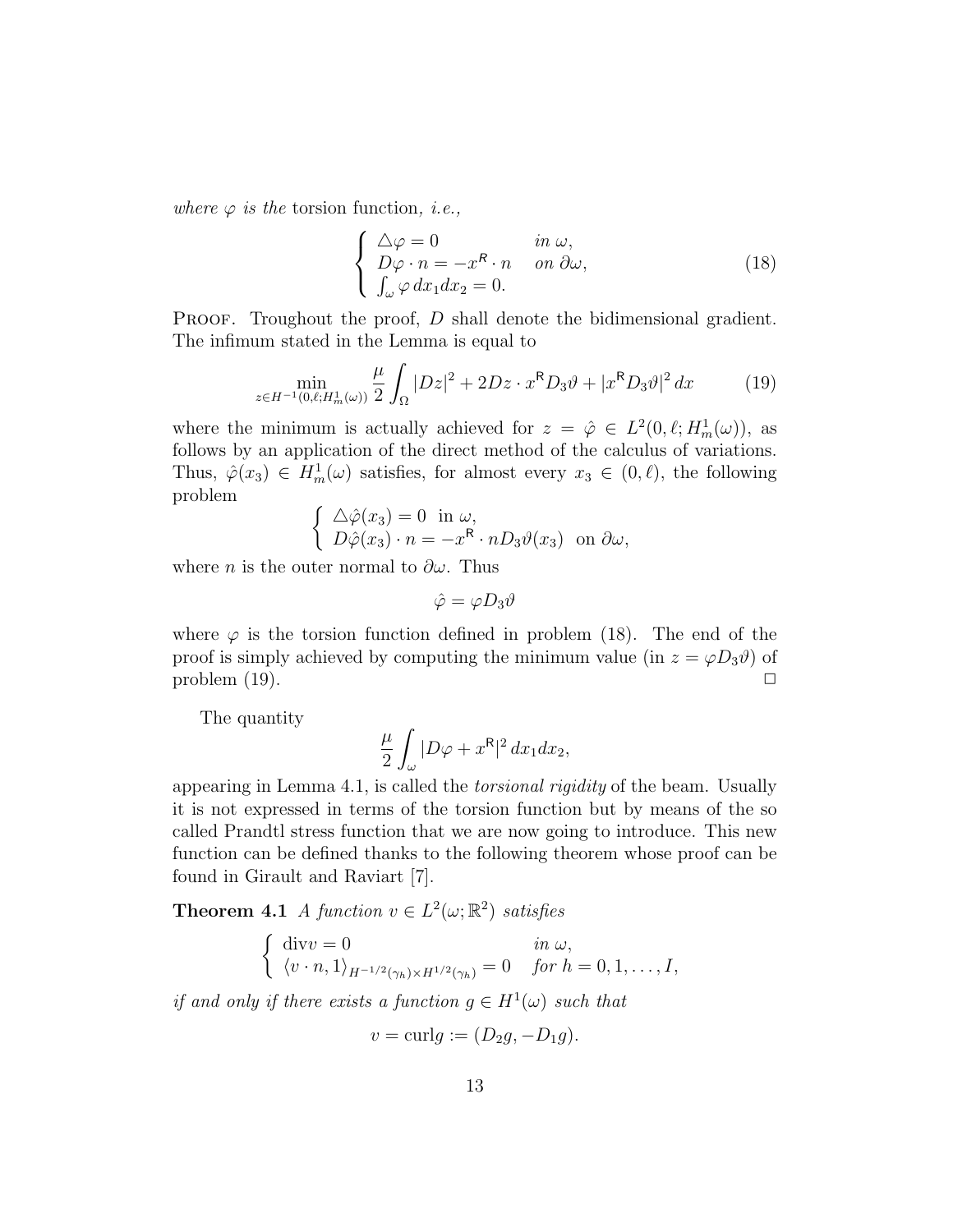*where $\varphi$ is the* torsion function*, i.e.,*

$$\left\{ \begin{array}{ll} \triangle\varphi = 0 & \textit{in } \omega, \\ D\varphi \cdot n = -x^{R} \cdot n & \textit{on } \partial\omega, \\ \int_\omega \varphi \, dx_1 dx_2 = 0. & \end{array} \right. \tag{18}$$

Proof. Troughout the proof, $D$ shall denote the bidimensional gradient. The infimum stated in the Lemma is equal to

$$\min_{z \in H^{-1}(0,\ell; H^1_m(\omega))} \frac{\mu}{2} \int_\Omega |Dz|^2 + 2Dz \cdot x^{\mathsf{R}} D_3\vartheta + |x^{\mathsf{R}} D_3\vartheta|^2 \, dx \tag{19}$$

where the minimum is actually achieved for $z = \hat{\varphi} \in L^2(0,\ell; H^1_m(\omega))$, as follows by an application of the direct method of the calculus of variations. Thus, $\hat{\varphi}(x_3) \in H^1_m(\omega)$ satisfies, for almost every $x_3 \in (0,\ell)$, the following problem

$$\left\{ \begin{array}{l} \triangle\hat{\varphi}(x_3) = 0 \ \text{ in } \omega, \\ D\hat{\varphi}(x_3) \cdot n = -x^{\mathsf{R}} \cdot n D_3\vartheta(x_3) \ \text{ on } \partial\omega, \end{array} \right.$$

where $n$ is the outer normal to $\partial\omega$. Thus

$$\hat{\varphi} = \varphi D_3\vartheta$$

where $\varphi$ is the torsion function defined in problem (18). The end of the proof is simply achieved by computing the minimum value (in $z = \varphi D_3\vartheta$) of problem (19). $\square$

The quantity

$$\frac{\mu}{2} \int_\omega |D\varphi + x^{\mathsf{R}}|^2 \, dx_1 dx_2,$$

appearing in Lemma 4.1, is called the *torsional rigidity* of the beam. Usually it is not expressed in terms of the torsion function but by means of the so called Prandtl stress function that we are now going to introduce. This new function can be defined thanks to the following theorem whose proof can be found in Girault and Raviart [7].

**Theorem 4.1** *A function $v \in L^2(\omega;\mathbb{R}^2)$ satisfies*

$$\left\{ \begin{array}{ll} \text{div} v = 0 & \textit{in } \omega, \\ \langle v \cdot n, 1 \rangle_{H^{-1/2}(\gamma_h) \times H^{1/2}(\gamma_h)} = 0 & \textit{for } h = 0, 1, \ldots, I, \end{array} \right.$$

*if and only if there exists a function $g \in H^1(\omega)$ such that*

$$v = \text{curl} g := (D_2 g, -D_1 g).$$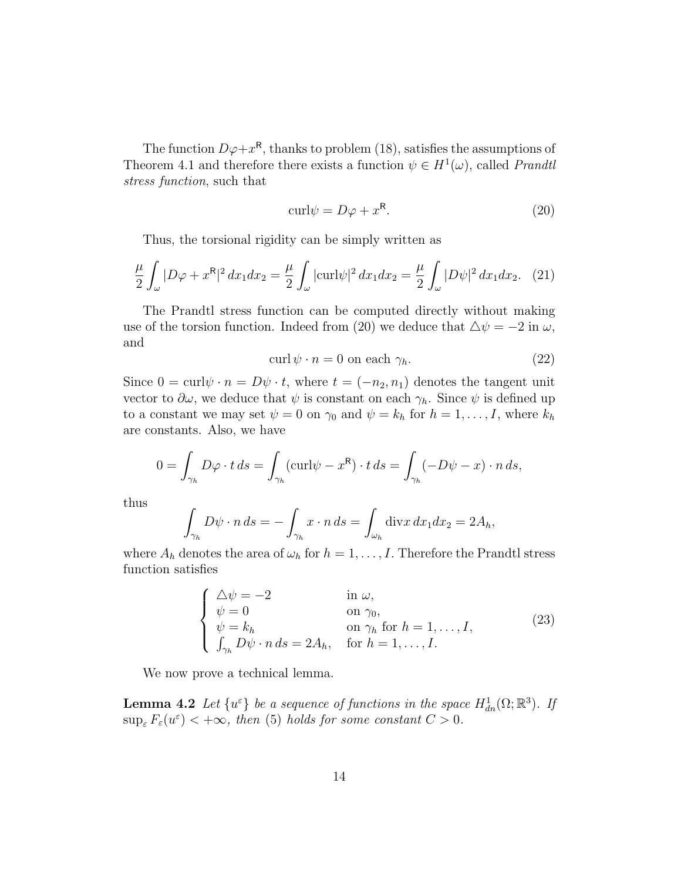The function $D\varphi + x^{\mathsf{R}}$, thanks to problem (18), satisfies the assumptions of Theorem 4.1 and therefore there exists a function $\psi \in H^1(\omega)$, called *Prandtl stress function*, such that

$$\operatorname{curl}\psi = D\varphi + x^{\mathsf{R}}. \tag{20}$$

Thus, the torsional rigidity can be simply written as

$$\frac{\mu}{2}\int_\omega |D\varphi + x^{\mathsf{R}}|^2\, dx_1 dx_2 = \frac{\mu}{2}\int_\omega |\operatorname{curl}\psi|^2\, dx_1 dx_2 = \frac{\mu}{2}\int_\omega |D\psi|^2\, dx_1 dx_2. \tag{21}$$

The Prandtl stress function can be computed directly without making use of the torsion function. Indeed from (20) we deduce that $\triangle\psi = -2$ in $\omega$, and

$$\operatorname{curl}\psi \cdot n = 0 \text{ on each } \gamma_h. \tag{22}$$

Since $0 = \operatorname{curl}\psi \cdot n = D\psi \cdot t$, where $t = (-n_2, n_1)$ denotes the tangent unit vector to $\partial\omega$, we deduce that $\psi$ is constant on each $\gamma_h$. Since $\psi$ is defined up to a constant we may set $\psi = 0$ on $\gamma_0$ and $\psi = k_h$ for $h = 1, \ldots, I$, where $k_h$ are constants. Also, we have

$$0 = \int_{\gamma_h} D\varphi \cdot t\, ds = \int_{\gamma_h} (\operatorname{curl}\psi - x^{\mathsf{R}}) \cdot t\, ds = \int_{\gamma_h} (-D\psi - x) \cdot n\, ds,$$

thus

$$\int_{\gamma_h} D\psi \cdot n\, ds = -\int_{\gamma_h} x \cdot n\, ds = \int_{\omega_h} \operatorname{div} x\, dx_1 dx_2 = 2A_h,$$

where $A_h$ denotes the area of $\omega_h$ for $h = 1, \ldots, I$. Therefore the Prandtl stress function satisfies

$$\begin{cases} \triangle\psi = -2 & \text{in } \omega, \\ \psi = 0 & \text{on } \gamma_0, \\ \psi = k_h & \text{on } \gamma_h \text{ for } h = 1, \ldots, I, \\ \int_{\gamma_h} D\psi \cdot n\, ds = 2A_h, & \text{for } h = 1, \ldots, I. \end{cases} \tag{23}$$

We now prove a technical lemma.

**Lemma 4.2** *Let $\{u^\varepsilon\}$ be a sequence of functions in the space $H^1_{dn}(\Omega; \mathbb{R}^3)$. If $\sup_\varepsilon F_\varepsilon(u^\varepsilon) < +\infty$, then (5) holds for some constant $C > 0$.*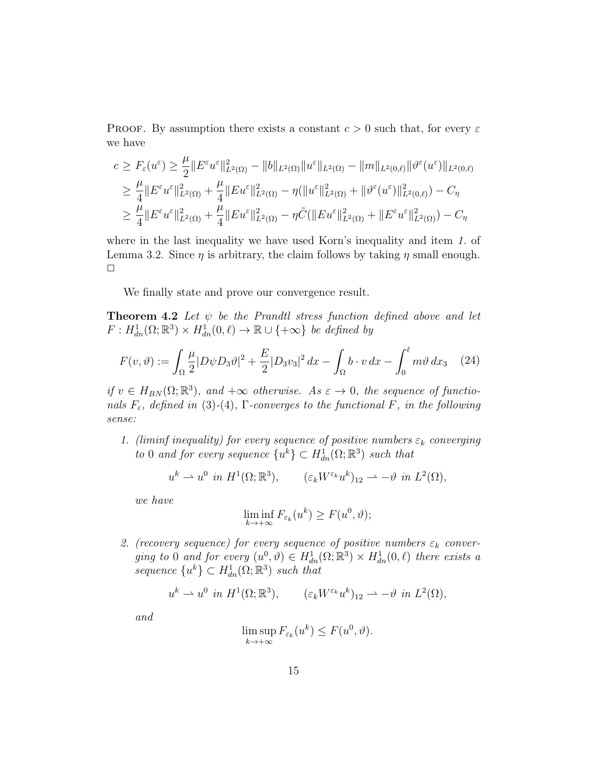PROOF. By assumption there exists a constant $c > 0$ such that, for every $\varepsilon$ we have

$$
\begin{aligned}
c \geq F_\varepsilon(u^\varepsilon) &\geq \frac{\mu}{2}\|E^\varepsilon u^\varepsilon\|^2_{L^2(\Omega)} - \|b\|_{L^2(\Omega)}\|u^\varepsilon\|_{L^2(\Omega)} - \|m\|_{L^2(0,\ell)}\|\vartheta^\varepsilon(u^\varepsilon)\|_{L^2(0,\ell)} \\
&\geq \frac{\mu}{4}\|E^\varepsilon u^\varepsilon\|^2_{L^2(\Omega)} + \frac{\mu}{4}\|Eu^\varepsilon\|^2_{L^2(\Omega)} - \eta(\|u^\varepsilon\|^2_{L^2(\Omega)} + \|\vartheta^\varepsilon(u^\varepsilon)\|^2_{L^2(0,\ell)}) - C_\eta \\
&\geq \frac{\mu}{4}\|E^\varepsilon u^\varepsilon\|^2_{L^2(\Omega)} + \frac{\mu}{4}\|Eu^\varepsilon\|^2_{L^2(\Omega)} - \eta\tilde{C}(\|Eu^\varepsilon\|^2_{L^2(\Omega)} + \|E^\varepsilon u^\varepsilon\|^2_{L^2(\Omega)}) - C_\eta
\end{aligned}
$$

where in the last inequality we have used Korn's inequality and item *1.* of Lemma 3.2. Since $\eta$ is arbitrary, the claim follows by taking $\eta$ small enough. □

We finally state and prove our convergence result.

**Theorem 4.2** *Let $\psi$ be the Prandtl stress function defined above and let $F : H^1_{dn}(\Omega;\mathbb{R}^3) \times H^1_{dn}(0,\ell) \to \mathbb{R} \cup \{+\infty\}$ be defined by*

$$
F(v,\vartheta) := \int_\Omega \frac{\mu}{2}|D\psi D_3\vartheta|^2 + \frac{E}{2}|D_3 v_3|^2\,dx - \int_\Omega b \cdot v\,dx - \int_0^\ell m\vartheta\,dx_3 \quad (24)
$$

*if $v \in H_{BN}(\Omega;\mathbb{R}^3)$, and $+\infty$ otherwise. As $\varepsilon \to 0$, the sequence of functionals $F_\varepsilon$, defined in (3)-(4), $\Gamma$-converges to the functional $F$, in the following sense:*

1. *(liminf inequality) for every sequence of positive numbers $\varepsilon_k$ converging to 0 and for every sequence $\{u^k\} \subset H^1_{dn}(\Omega;\mathbb{R}^3)$ such that*

$$
u^k \rightharpoonup u^0 \text{ in } H^1(\Omega;\mathbb{R}^3), \qquad (\varepsilon_k W^{\varepsilon_k} u^k)_{12} \rightharpoonup -\vartheta \text{ in } L^2(\Omega),
$$

   *we have*

$$
\liminf_{k\to+\infty} F_{\varepsilon_k}(u^k) \geq F(u^0,\vartheta);
$$

2. *(recovery sequence) for every sequence of positive numbers $\varepsilon_k$ converging to 0 and for every $(u^0,\vartheta) \in H^1_{dn}(\Omega;\mathbb{R}^3) \times H^1_{dn}(0,\ell)$ there exists a sequence $\{u^k\} \subset H^1_{dn}(\Omega;\mathbb{R}^3)$ such that*

$$
u^k \rightharpoonup u^0 \text{ in } H^1(\Omega;\mathbb{R}^3), \qquad (\varepsilon_k W^{\varepsilon_k} u^k)_{12} \rightharpoonup -\vartheta \text{ in } L^2(\Omega),
$$

   *and*

$$
\limsup_{k\to+\infty} F_{\varepsilon_k}(u^k) \leq F(u^0,\vartheta).
$$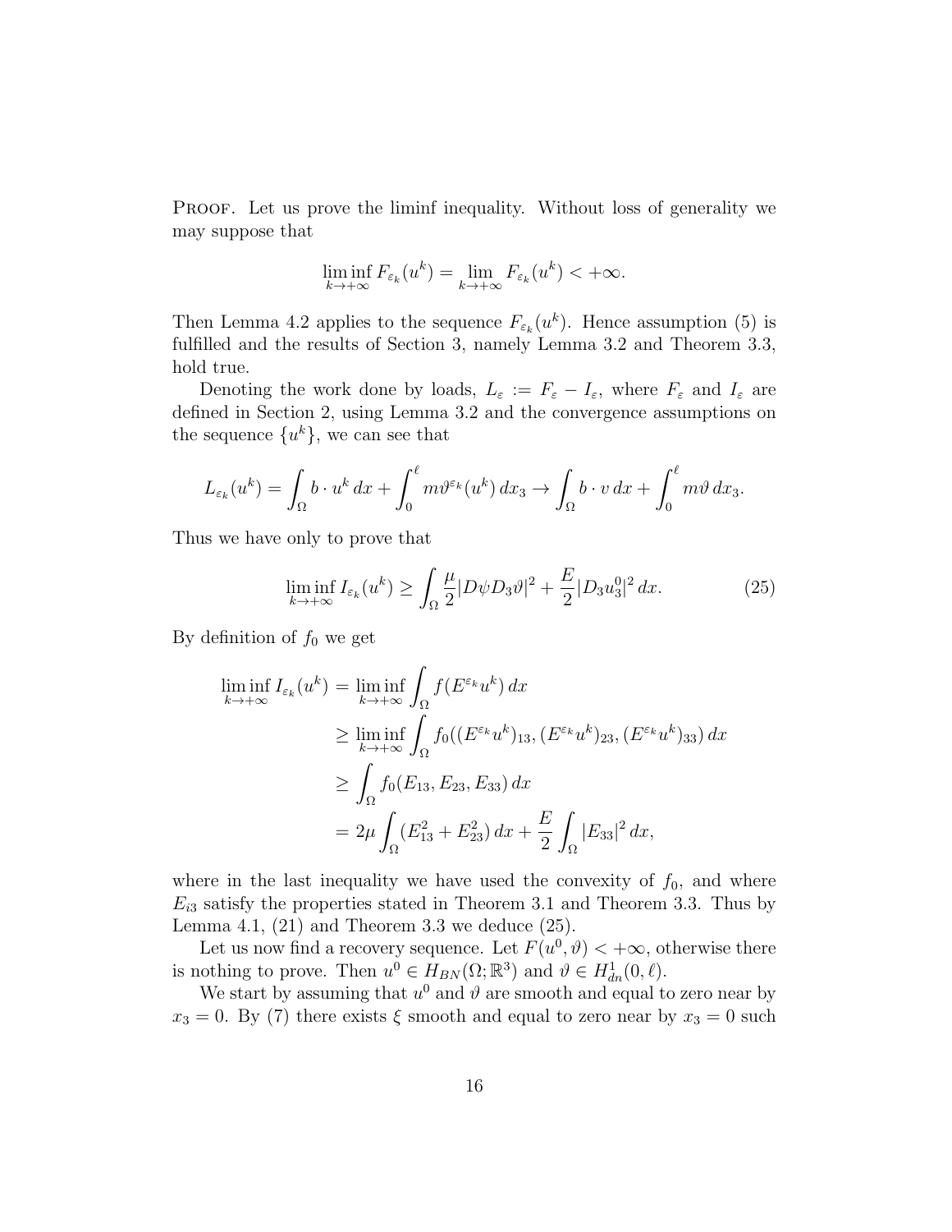Proof. Let us prove the liminf inequality. Without loss of generality we may suppose that

$$\liminf_{k\to+\infty} F_{\varepsilon_k}(u^k) = \lim_{k\to+\infty} F_{\varepsilon_k}(u^k) < +\infty.$$

Then Lemma 4.2 applies to the sequence $F_{\varepsilon_k}(u^k)$. Hence assumption (5) is fulfilled and the results of Section 3, namely Lemma 3.2 and Theorem 3.3, hold true.

Denoting the work done by loads, $L_\varepsilon := F_\varepsilon - I_\varepsilon$, where $F_\varepsilon$ and $I_\varepsilon$ are defined in Section 2, using Lemma 3.2 and the convergence assumptions on the sequence $\{u^k\}$, we can see that

$$L_{\varepsilon_k}(u^k) = \int_\Omega b\cdot u^k\,dx + \int_0^\ell m\vartheta^{\varepsilon_k}(u^k)\,dx_3 \to \int_\Omega b\cdot v\,dx + \int_0^\ell m\vartheta\,dx_3.$$

Thus we have only to prove that

$$\liminf_{k\to+\infty} I_{\varepsilon_k}(u^k) \geq \int_\Omega \frac{\mu}{2}|D\psi D_3\vartheta|^2 + \frac{E}{2}|D_3 u_3^0|^2\,dx. \tag{25}$$

By definition of $f_0$ we get

$$\begin{aligned}
\liminf_{k\to+\infty} I_{\varepsilon_k}(u^k) &= \liminf_{k\to+\infty}\int_\Omega f(E^{\varepsilon_k}u^k)\,dx\\
&\geq \liminf_{k\to+\infty}\int_\Omega f_0((E^{\varepsilon_k}u^k)_{13},(E^{\varepsilon_k}u^k)_{23},(E^{\varepsilon_k}u^k)_{33})\,dx\\
&\geq \int_\Omega f_0(E_{13},E_{23},E_{33})\,dx\\
&= 2\mu\int_\Omega (E_{13}^2+E_{23}^2)\,dx + \frac{E}{2}\int_\Omega |E_{33}|^2\,dx,
\end{aligned}$$

where in the last inequality we have used the convexity of $f_0$, and where $E_{i3}$ satisfy the properties stated in Theorem 3.1 and Theorem 3.3. Thus by Lemma 4.1, (21) and Theorem 3.3 we deduce (25).

Let us now find a recovery sequence. Let $F(u^0,\vartheta) < +\infty$, otherwise there is nothing to prove. Then $u^0 \in H_{BN}(\Omega;\mathbb{R}^3)$ and $\vartheta \in H^1_{dn}(0,\ell)$.

We start by assuming that $u^0$ and $\vartheta$ are smooth and equal to zero near by $x_3 = 0$. By (7) there exists $\xi$ smooth and equal to zero near by $x_3 = 0$ such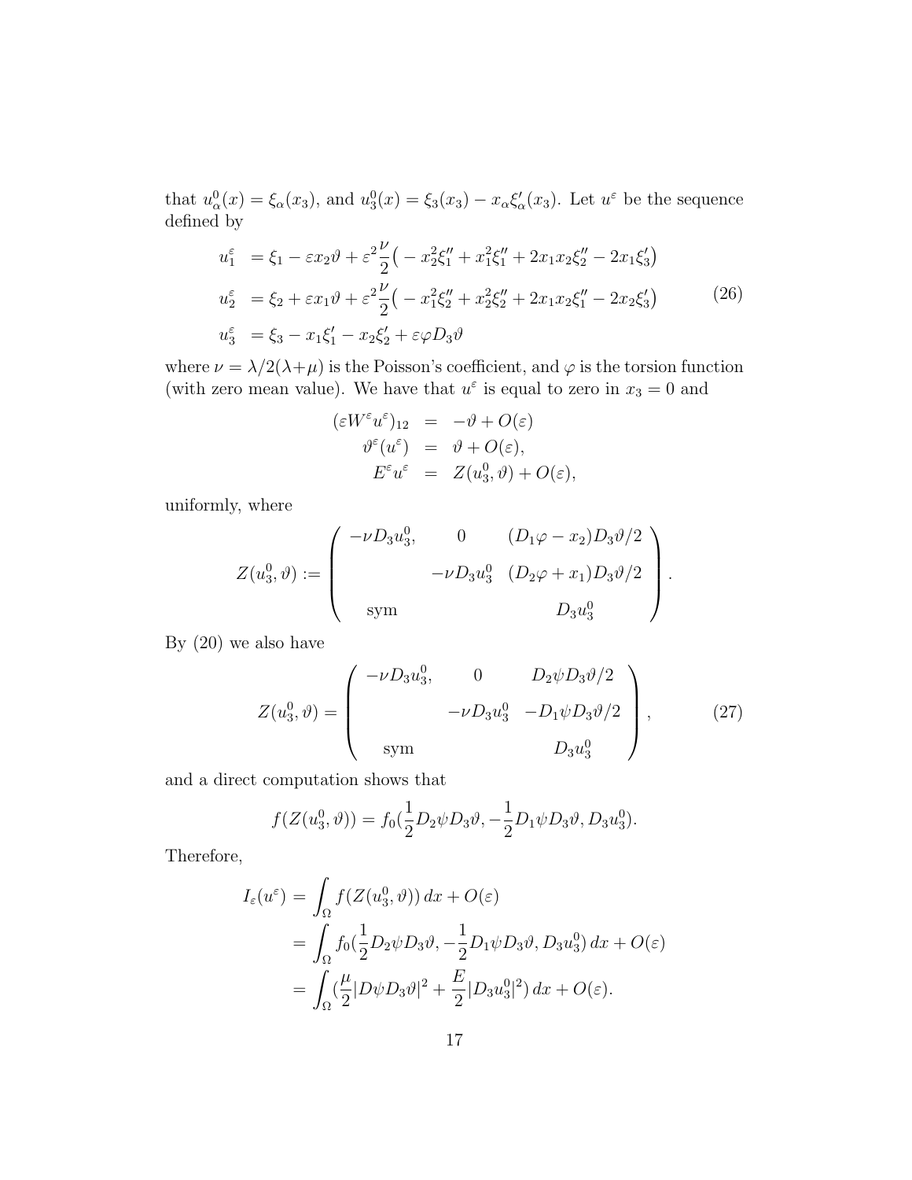that $u^0_\alpha(x) = \xi_\alpha(x_3)$, and $u^0_3(x) = \xi_3(x_3) - x_\alpha \xi'_\alpha(x_3)$. Let $u^\varepsilon$ be the sequence defined by

$$
\begin{aligned}
u^\varepsilon_1 &= \xi_1 - \varepsilon x_2 \vartheta + \varepsilon^2 \frac{\nu}{2}\big( - x_2^2 \xi''_1 + x_1^2 \xi''_1 + 2x_1 x_2 \xi''_2 - 2x_1 \xi'_3 \big) \\
u^\varepsilon_2 &= \xi_2 + \varepsilon x_1 \vartheta + \varepsilon^2 \frac{\nu}{2}\big( - x_1^2 \xi''_2 + x_2^2 \xi''_2 + 2x_1 x_2 \xi''_1 - 2x_2 \xi'_3 \big) \\
u^\varepsilon_3 &= \xi_3 - x_1 \xi'_1 - x_2 \xi'_2 + \varepsilon \varphi D_3 \vartheta
\end{aligned}
\tag{26}
$$

where $\nu = \lambda/2(\lambda+\mu)$ is the Poisson's coefficient, and $\varphi$ is the torsion function (with zero mean value). We have that $u^\varepsilon$ is equal to zero in $x_3 = 0$ and

$$
\begin{aligned}
(\varepsilon W^\varepsilon u^\varepsilon)_{12} &= -\vartheta + O(\varepsilon) \\
\vartheta^\varepsilon(u^\varepsilon) &= \vartheta + O(\varepsilon), \\
E^\varepsilon u^\varepsilon &= Z(u^0_3, \vartheta) + O(\varepsilon),
\end{aligned}
$$

uniformly, where

$$
Z(u^0_3, \vartheta) := \begin{pmatrix} -\nu D_3 u^0_3, & 0 & (D_1\varphi - x_2) D_3\vartheta/2 \\ & -\nu D_3 u^0_3 & (D_2 \varphi + x_1) D_3 \vartheta/2 \\ \text{sym} & & D_3 u^0_3 \end{pmatrix}.
$$

By (20) we also have

$$
Z(u^0_3, \vartheta) = \begin{pmatrix} -\nu D_3 u^0_3, & 0 & D_2\psi D_3\vartheta/2 \\ & -\nu D_3 u^0_3 & -D_1 \psi D_3 \vartheta/2 \\ \text{sym} & & D_3 u^0_3 \end{pmatrix}, \tag{27}
$$

and a direct computation shows that

$$
f(Z(u^0_3, \vartheta)) = f_0\big(\frac{1}{2} D_2 \psi D_3 \vartheta, -\frac{1}{2} D_1 \psi D_3 \vartheta, D_3 u^0_3\big).
$$

Therefore,

$$
\begin{aligned}
I_\varepsilon(u^\varepsilon) &= \int_\Omega f(Z(u^0_3, \vartheta))\, dx + O(\varepsilon) \\
&= \int_\Omega f_0\big(\frac{1}{2} D_2 \psi D_3 \vartheta, -\frac{1}{2} D_1 \psi D_3 \vartheta, D_3 u^0_3\big)\, dx + O(\varepsilon) \\
&= \int_\Omega \big(\frac{\mu}{2} |D\psi D_3 \vartheta|^2 + \frac{E}{2} |D_3 u^0_3|^2\big)\, dx + O(\varepsilon).
\end{aligned}
$$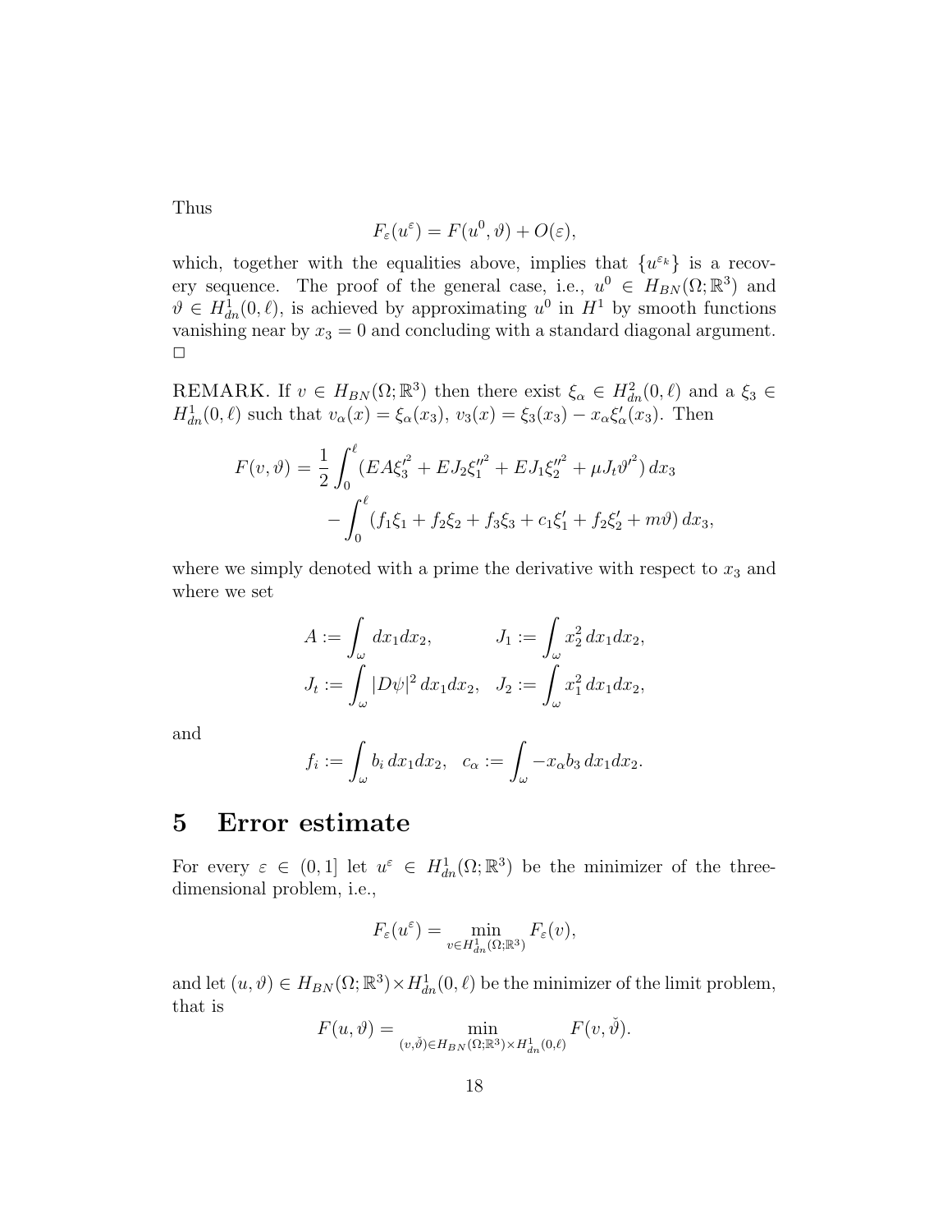Thus

$$F_\varepsilon(u^\varepsilon) = F(u^0, \vartheta) + O(\varepsilon),$$

which, together with the equalities above, implies that $\{u^{\varepsilon_k}\}$ is a recovery sequence. The proof of the general case, i.e., $u^0 \in H_{BN}(\Omega; \mathbb{R}^3)$ and $\vartheta \in H^1_{dn}(0, \ell)$, is achieved by approximating $u^0$ in $H^1$ by smooth functions vanishing near by $x_3 = 0$ and concluding with a standard diagonal argument. $\square$

REMARK. If $v \in H_{BN}(\Omega; \mathbb{R}^3)$ then there exist $\xi_\alpha \in H^2_{dn}(0, \ell)$ and a $\xi_3 \in H^1_{dn}(0, \ell)$ such that $v_\alpha(x) = \xi_\alpha(x_3)$, $v_3(x) = \xi_3(x_3) - x_\alpha \xi'_\alpha(x_3)$. Then

$$F(v, \vartheta) = \frac{1}{2} \int_0^\ell (EA\xi_3'^2 + EJ_2 \xi_1''^2 + EJ_1 \xi_2''^2 + \mu J_t \vartheta'^2)\, dx_3$$
$$- \int_0^\ell (f_1 \xi_1 + f_2 \xi_2 + f_3 \xi_3 + c_1 \xi'_1 + f_2 \xi'_2 + m\vartheta)\, dx_3,$$

where we simply denoted with a prime the derivative with respect to $x_3$ and where we set

$$A := \int_\omega dx_1 dx_2, \qquad J_1 := \int_\omega x_2^2 \, dx_1 dx_2,$$
$$J_t := \int_\omega |D\psi|^2 \, dx_1 dx_2, \quad J_2 := \int_\omega x_1^2 \, dx_1 dx_2,$$

and

$$f_i := \int_\omega b_i \, dx_1 dx_2, \quad c_\alpha := \int_\omega -x_\alpha b_3 \, dx_1 dx_2.$$

# 5 Error estimate

For every $\varepsilon \in (0, 1]$ let $u^\varepsilon \in H^1_{dn}(\Omega; \mathbb{R}^3)$ be the minimizer of the three-dimensional problem, i.e.,

$$F_\varepsilon(u^\varepsilon) = \min_{v \in H^1_{dn}(\Omega; \mathbb{R}^3)} F_\varepsilon(v),$$

and let $(u, \vartheta) \in H_{BN}(\Omega; \mathbb{R}^3) \times H^1_{dn}(0, \ell)$ be the minimizer of the limit problem, that is

$$F(u, \vartheta) = \min_{(v, \check{\vartheta}) \in H_{BN}(\Omega; \mathbb{R}^3) \times H^1_{dn}(0, \ell)} F(v, \check{\vartheta}).$$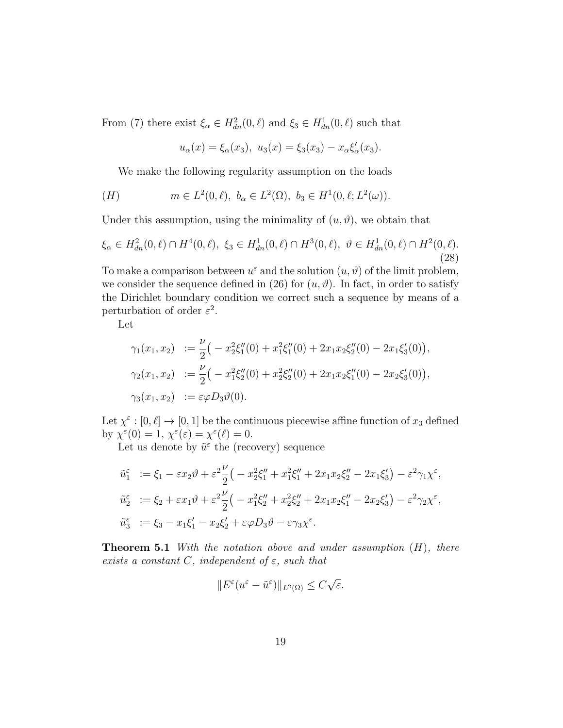From (7) there exist $\xi_\alpha \in H^2_{dn}(0,\ell)$ and $\xi_3 \in H^1_{dn}(0,\ell)$ such that

$$u_\alpha(x) = \xi_\alpha(x_3),\ u_3(x) = \xi_3(x_3) - x_\alpha \xi'_\alpha(x_3).$$

We make the following regularity assumption on the loads

$$(H) \qquad m \in L^2(0,\ell),\ b_\alpha \in L^2(\Omega),\ b_3 \in H^1(0,\ell; L^2(\omega)).$$

Under this assumption, using the minimality of $(u,\vartheta)$, we obtain that

$$\xi_\alpha \in H^2_{dn}(0,\ell) \cap H^4(0,\ell),\ \xi_3 \in H^1_{dn}(0,\ell) \cap H^3(0,\ell),\ \vartheta \in H^1_{dn}(0,\ell) \cap H^2(0,\ell). \tag{28}$$

To make a comparison between $u^\varepsilon$ and the solution $(u,\vartheta)$ of the limit problem, we consider the sequence defined in (26) for $(u,\vartheta)$. In fact, in order to satisfy the Dirichlet boundary condition we correct such a sequence by means of a perturbation of order $\varepsilon^2$.

Let

$$\begin{aligned}
\gamma_1(x_1,x_2) &:= \frac{\nu}{2}\big( - x_2^2 \xi''_1(0) + x_1^2 \xi''_1(0) + 2x_1x_2\xi''_2(0) - 2x_1\xi'_3(0)\big),\\
\gamma_2(x_1,x_2) &:= \frac{\nu}{2}\big( - x_1^2 \xi''_2(0) + x_2^2 \xi''_2(0) + 2x_1x_2\xi''_1(0) - 2x_2\xi'_3(0)\big),\\
\gamma_3(x_1,x_2) &:= \varepsilon\varphi D_3\vartheta(0).
\end{aligned}$$

Let $\chi^\varepsilon : [0,\ell] \to [0,1]$ be the continuous piecewise affine function of $x_3$ defined by $\chi^\varepsilon(0) = 1$, $\chi^\varepsilon(\varepsilon) = \chi^\varepsilon(\ell) = 0$.

Let us denote by $\tilde{u}^\varepsilon$ the (recovery) sequence

$$\begin{aligned}
\tilde{u}^\varepsilon_1 &:= \xi_1 - \varepsilon x_2 \vartheta + \varepsilon^2 \frac{\nu}{2}\big( - x_2^2 \xi''_1 + x_1^2 \xi''_1 + 2x_1x_2\xi''_2 - 2x_1\xi'_3\big) - \varepsilon^2 \gamma_1 \chi^\varepsilon,\\
\tilde{u}^\varepsilon_2 &:= \xi_2 + \varepsilon x_1 \vartheta + \varepsilon^2 \frac{\nu}{2}\big( - x_1^2 \xi''_2 + x_2^2 \xi''_2 + 2x_1x_2\xi''_1 - 2x_2\xi'_3\big) - \varepsilon^2 \gamma_2 \chi^\varepsilon,\\
\tilde{u}^\varepsilon_3 &:= \xi_3 - x_1\xi'_1 - x_2\xi'_2 + \varepsilon\varphi D_3\vartheta - \varepsilon\gamma_3\chi^\varepsilon.
\end{aligned}$$

**Theorem 5.1** *With the notation above and under assumption* $(H)$*, there exists a constant* $C$*, independent of* $\varepsilon$*, such that*

$$\|E^\varepsilon(u^\varepsilon - \tilde{u}^\varepsilon)\|_{L^2(\Omega)} \le C\sqrt{\varepsilon}.$$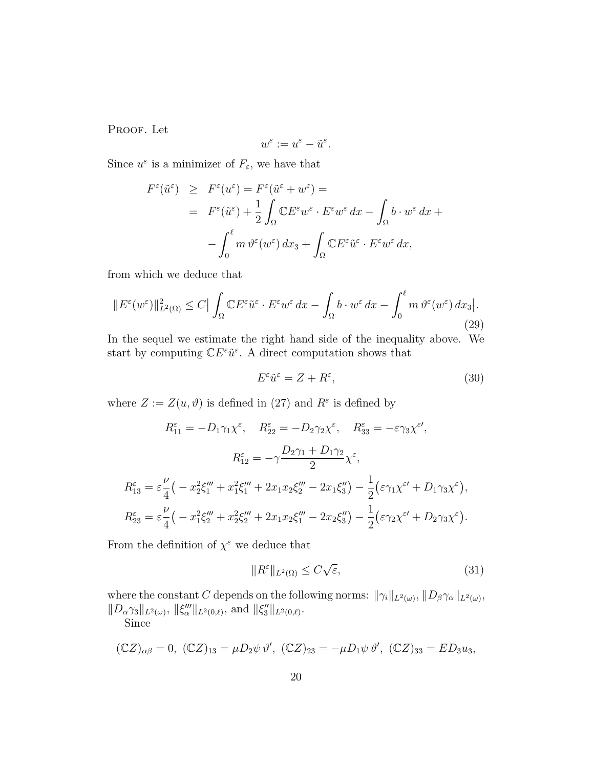PROOF. Let

$$w^{\varepsilon} := u^{\varepsilon} - \tilde{u}^{\varepsilon}.$$

Since $u^{\varepsilon}$ is a minimizer of $F_{\varepsilon}$, we have that

$$\begin{aligned}
F^{\varepsilon}(\tilde{u}^{\varepsilon}) &\geq F^{\varepsilon}(u^{\varepsilon}) = F^{\varepsilon}(\tilde{u}^{\varepsilon} + w^{\varepsilon}) = \\
&= F^{\varepsilon}(\tilde{u}^{\varepsilon}) + \frac{1}{2}\int_{\Omega} \mathbb{C}E^{\varepsilon}w^{\varepsilon} \cdot E^{\varepsilon}w^{\varepsilon}\,dx - \int_{\Omega} b \cdot w^{\varepsilon}\,dx + \\
&\quad - \int_0^{\ell} m\,\vartheta^{\varepsilon}(w^{\varepsilon})\,dx_3 + \int_{\Omega} \mathbb{C}E^{\varepsilon}\tilde{u}^{\varepsilon} \cdot E^{\varepsilon}w^{\varepsilon}\,dx,
\end{aligned}$$

from which we deduce that

$$\|E^{\varepsilon}(w^{\varepsilon})\|^2_{L^2(\Omega)} \leq C\big|\int_{\Omega} \mathbb{C}E^{\varepsilon}\tilde{u}^{\varepsilon} \cdot E^{\varepsilon}w^{\varepsilon}\,dx - \int_{\Omega} b \cdot w^{\varepsilon}\,dx - \int_0^{\ell} m\,\vartheta^{\varepsilon}(w^{\varepsilon})\,dx_3\big|. \tag{29}$$

In the sequel we estimate the right hand side of the inequality above. We start by computing $\mathbb{C}E^{\varepsilon}\tilde{u}^{\varepsilon}$. A direct computation shows that

$$E^{\varepsilon}\tilde{u}^{\varepsilon} = Z + R^{\varepsilon}, \tag{30}$$

where $Z := Z(u, \vartheta)$ is defined in (27) and $R^{\varepsilon}$ is defined by

$$R^{\varepsilon}_{11} = -D_1\gamma_1\chi^{\varepsilon}, \quad R^{\varepsilon}_{22} = -D_2\gamma_2\chi^{\varepsilon}, \quad R^{\varepsilon}_{33} = -\varepsilon\gamma_3\chi^{\varepsilon\prime},$$

$$R^{\varepsilon}_{12} = -\gamma\frac{D_2\gamma_1 + D_1\gamma_2}{2}\chi^{\varepsilon},$$

$$R^{\varepsilon}_{13} = \varepsilon\frac{\nu}{4}\big(-x_2^2\xi_1''' + x_1^2\xi_1''' + 2x_1x_2\xi_2''' - 2x_1\xi_3''\big) - \frac{1}{2}\big(\varepsilon\gamma_1\chi^{\varepsilon\prime} + D_1\gamma_3\chi^{\varepsilon}\big),$$

$$R^{\varepsilon}_{23} = \varepsilon\frac{\nu}{4}\big(-x_1^2\xi_2''' + x_2^2\xi_2''' + 2x_1x_2\xi_1''' - 2x_2\xi_3''\big) - \frac{1}{2}\big(\varepsilon\gamma_2\chi^{\varepsilon\prime} + D_2\gamma_3\chi^{\varepsilon}\big).$$

From the definition of $\chi^{\varepsilon}$ we deduce that

$$\|R^{\varepsilon}\|_{L^2(\Omega)} \leq C\sqrt{\varepsilon}, \tag{31}$$

where the constant $C$ depends on the following norms: $\|\gamma_i\|_{L^2(\omega)}$, $\|D_{\beta}\gamma_{\alpha}\|_{L^2(\omega)}$, $\|D_{\alpha}\gamma_3\|_{L^2(\omega)}$, $\|\xi_{\alpha}'''\|_{L^2(0,\ell)}$, and $\|\xi_3''\|_{L^2(0,\ell)}$.

Since

$$(\mathbb{C}Z)_{\alpha\beta} = 0,\ (\mathbb{C}Z)_{13} = \mu D_2\psi\,\vartheta',\ (\mathbb{C}Z)_{23} = -\mu D_1\psi\,\vartheta',\ (\mathbb{C}Z)_{33} = ED_3u_3,$$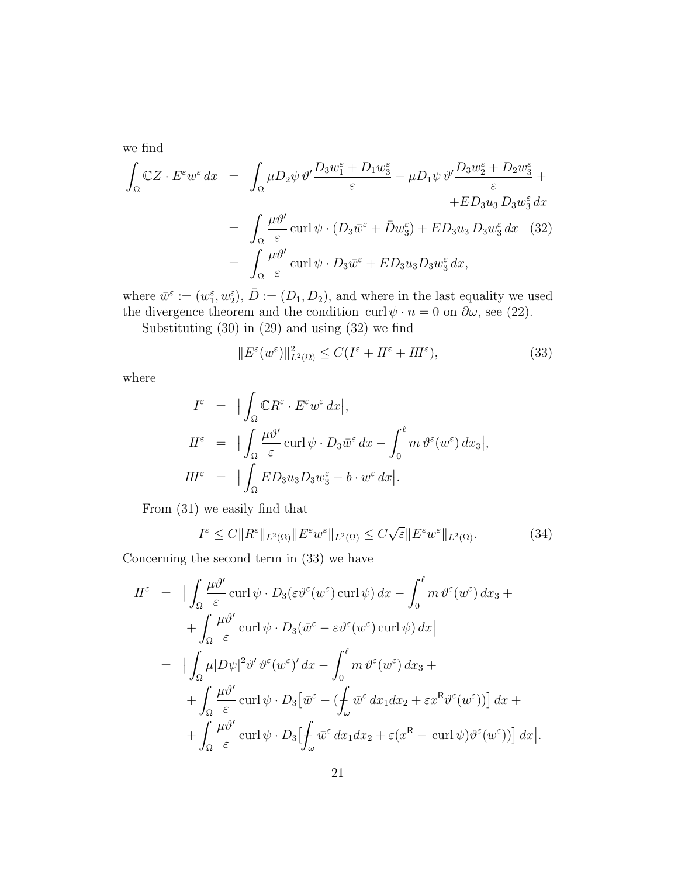we find

$$
\begin{aligned}
\int_\Omega \mathbb{C}Z \cdot E^\varepsilon w^\varepsilon \, dx &= \int_\Omega \mu D_2\psi \, \vartheta' \frac{D_3 w_1^\varepsilon + D_1 w_3^\varepsilon}{\varepsilon} - \mu D_1 \psi \, \vartheta' \frac{D_3 w_2^\varepsilon + D_2 w_3^\varepsilon}{\varepsilon} + \\
&\qquad\qquad + E D_3 u_3 \, D_3 w_3^\varepsilon \, dx \\
&= \int_\Omega \frac{\mu \vartheta'}{\varepsilon} \operatorname{curl} \psi \cdot (D_3 \bar{w}^\varepsilon + \bar{D} w_3^\varepsilon) + E D_3 u_3 \, D_3 w_3^\varepsilon \, dx \qquad (32) \\
&= \int_\Omega \frac{\mu \vartheta'}{\varepsilon} \operatorname{curl} \psi \cdot D_3 \bar{w}^\varepsilon + E D_3 u_3 D_3 w_3^\varepsilon \, dx,
\end{aligned}
$$

where $\bar{w}^\varepsilon := (w_1^\varepsilon, w_2^\varepsilon)$, $\bar{D} := (D_1, D_2)$, and where in the last equality we used the divergence theorem and the condition $\operatorname{curl} \psi \cdot n = 0$ on $\partial\omega$, see (22).

Substituting (30) in (29) and using (32) we find

$$
\|E^\varepsilon(w^\varepsilon)\|^2_{L^2(\Omega)} \leq C(I^\varepsilon + II^\varepsilon + III^\varepsilon), \qquad (33)
$$

where

$$
\begin{aligned}
I^\varepsilon &= \Big| \int_\Omega \mathbb{C} R^\varepsilon \cdot E^\varepsilon w^\varepsilon \, dx \Big|, \\
II^\varepsilon &= \Big| \int_\Omega \frac{\mu \vartheta'}{\varepsilon} \operatorname{curl} \psi \cdot D_3 \bar{w}^\varepsilon \, dx - \int_0^\ell m \, \vartheta^\varepsilon(w^\varepsilon) \, dx_3 \Big|, \\
III^\varepsilon &= \Big| \int_\Omega E D_3 u_3 D_3 w_3^\varepsilon - b \cdot w^\varepsilon \, dx \Big|.
\end{aligned}
$$

From (31) we easily find that

$$
I^\varepsilon \leq C \|R^\varepsilon\|_{L^2(\Omega)} \|E^\varepsilon w^\varepsilon\|_{L^2(\Omega)} \leq C\sqrt{\varepsilon} \|E^\varepsilon w^\varepsilon\|_{L^2(\Omega)}. \qquad (34)
$$

Concerning the second term in (33) we have

$$
\begin{aligned}
II^\varepsilon &= \Big| \int_\Omega \frac{\mu \vartheta'}{\varepsilon} \operatorname{curl} \psi \cdot D_3(\varepsilon \vartheta^\varepsilon(w^\varepsilon) \operatorname{curl} \psi) \, dx - \int_0^\ell m \, \vartheta^\varepsilon(w^\varepsilon) \, dx_3 + \\
&\quad + \int_\Omega \frac{\mu \vartheta'}{\varepsilon} \operatorname{curl} \psi \cdot D_3(\bar{w}^\varepsilon - \varepsilon \vartheta^\varepsilon(w^\varepsilon) \operatorname{curl} \psi) \, dx \Big| \\
&= \Big| \int_\Omega \mu |D\psi|^2 \vartheta' \, \vartheta^\varepsilon(w^\varepsilon)' \, dx - \int_0^\ell m \, \vartheta^\varepsilon(w^\varepsilon) \, dx_3 + \\
&\quad + \int_\Omega \frac{\mu \vartheta'}{\varepsilon} \operatorname{curl} \psi \cdot D_3 \big[ \bar{w}^\varepsilon - \big( \textstyle{\fint_\omega} \bar{w}^\varepsilon \, dx_1 dx_2 + \varepsilon x^{\mathsf{R}} \vartheta^\varepsilon(w^\varepsilon) \big) \big] \, dx + \\
&\quad + \int_\Omega \frac{\mu \vartheta'}{\varepsilon} \operatorname{curl} \psi \cdot D_3 \big[ \textstyle{\fint_\omega} \bar{w}^\varepsilon \, dx_1 dx_2 + \varepsilon (x^{\mathsf{R}} - \operatorname{curl} \psi) \vartheta^\varepsilon(w^\varepsilon) \big) \big] \, dx \Big|.
\end{aligned}
$$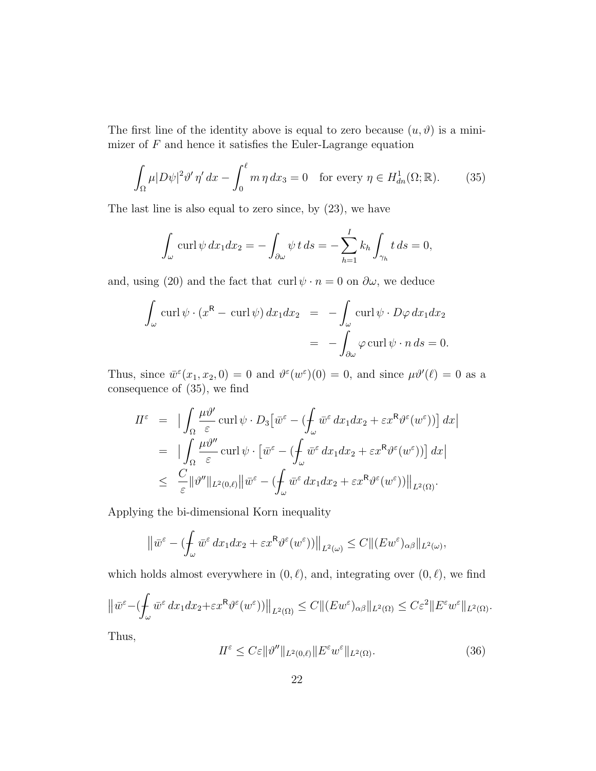The first line of the identity above is equal to zero because $(u, \vartheta)$ is a minimizer of $F$ and hence it satisfies the Euler-Lagrange equation

$$\int_\Omega \mu |D\psi|^2 \vartheta' \, \eta' \, dx - \int_0^\ell m \, \eta \, dx_3 = 0 \quad \text{for every } \eta \in H^1_{dn}(\Omega; \mathbb{R}). \tag{35}$$

The last line is also equal to zero since, by (23), we have

$$\int_\omega \operatorname{curl} \psi \, dx_1 dx_2 = -\int_{\partial\omega} \psi \, t \, ds = -\sum_{h=1}^{I} k_h \int_{\gamma_h} t \, ds = 0,$$

and, using (20) and the fact that $\operatorname{curl} \psi \cdot n = 0$ on $\partial\omega$, we deduce

$$\begin{aligned}
\int_\omega \operatorname{curl} \psi \cdot (x^{\mathsf{R}} - \operatorname{curl} \psi) \, dx_1 dx_2 &= -\int_\omega \operatorname{curl} \psi \cdot D\varphi \, dx_1 dx_2 \\
&= -\int_{\partial\omega} \varphi \operatorname{curl} \psi \cdot n \, ds = 0.
\end{aligned}$$

Thus, since $\bar{w}^\varepsilon(x_1, x_2, 0) = 0$ and $\vartheta^\varepsilon(w^\varepsilon)(0) = 0$, and since $\mu\vartheta'(\ell) = 0$ as a consequence of (35), we find

$$\begin{aligned}
I\!I^\varepsilon &= \Big| \int_\Omega \frac{\mu\vartheta'}{\varepsilon} \operatorname{curl} \psi \cdot D_3 \big[ \bar{w}^\varepsilon - (\textstyle\fint_\omega \bar{w}^\varepsilon \, dx_1 dx_2 + \varepsilon x^{\mathsf{R}} \vartheta^\varepsilon(w^\varepsilon)) \big] \, dx \Big| \\
&= \Big| \int_\Omega \frac{\mu\vartheta''}{\varepsilon} \operatorname{curl} \psi \cdot \big[ \bar{w}^\varepsilon - (\textstyle\fint_\omega \bar{w}^\varepsilon \, dx_1 dx_2 + \varepsilon x^{\mathsf{R}} \vartheta^\varepsilon(w^\varepsilon)) \big] \, dx \Big| \\
&\leq \frac{C}{\varepsilon} \|\vartheta''\|_{L^2(0,\ell)} \big\| \bar{w}^\varepsilon - (\textstyle\fint_\omega \bar{w}^\varepsilon \, dx_1 dx_2 + \varepsilon x^{\mathsf{R}} \vartheta^\varepsilon(w^\varepsilon)) \big\|_{L^2(\Omega)}.
\end{aligned}$$

Applying the bi-dimensional Korn inequality

$$\big\| \bar{w}^\varepsilon - (\textstyle\fint_\omega \bar{w}^\varepsilon \, dx_1 dx_2 + \varepsilon x^{\mathsf{R}} \vartheta^\varepsilon(w^\varepsilon)) \big\|_{L^2(\omega)} \leq C \|(Ew^\varepsilon)_{\alpha\beta}\|_{L^2(\omega)},$$

which holds almost everywhere in $(0, \ell)$, and, integrating over $(0, \ell)$, we find

$$\big\| \bar{w}^\varepsilon - (\textstyle\fint_\omega \bar{w}^\varepsilon \, dx_1 dx_2 + \varepsilon x^{\mathsf{R}} \vartheta^\varepsilon(w^\varepsilon)) \big\|_{L^2(\Omega)} \leq C \|(Ew^\varepsilon)_{\alpha\beta}\|_{L^2(\Omega)} \leq C\varepsilon^2 \|E^\varepsilon w^\varepsilon\|_{L^2(\Omega)}.$$

Thus,

$$I\!I^\varepsilon \leq C\varepsilon \|\vartheta''\|_{L^2(0,\ell)} \|E^\varepsilon w^\varepsilon\|_{L^2(\Omega)}. \tag{36}$$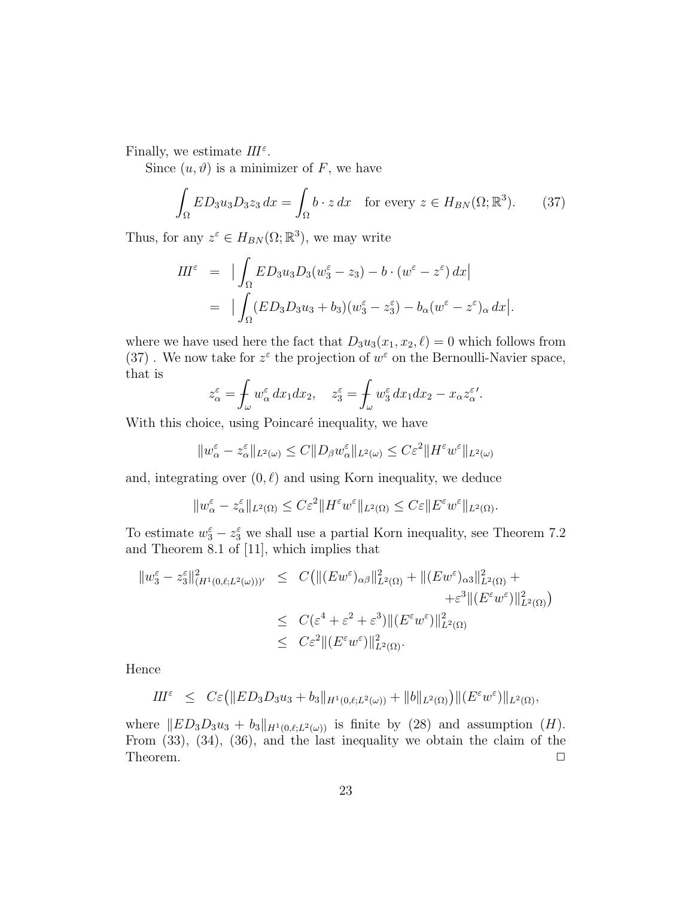Finally, we estimate $III^\varepsilon$.

Since $(u, \vartheta)$ is a minimizer of $F$, we have

$$\int_\Omega E D_3 u_3 D_3 z_3 \, dx = \int_\Omega b \cdot z \, dx \quad \text{for every } z \in H_{BN}(\Omega; \mathbb{R}^3). \tag{37}$$

Thus, for any $z^\varepsilon \in H_{BN}(\Omega; \mathbb{R}^3)$, we may write

$$\begin{aligned}
III^\varepsilon &= \Big| \int_\Omega E D_3 u_3 D_3 (w_3^\varepsilon - z_3) - b \cdot (w^\varepsilon - z^\varepsilon) \, dx \Big| \\
&= \Big| \int_\Omega (E D_3 D_3 u_3 + b_3)(w_3^\varepsilon - z_3^\varepsilon) - b_\alpha (w^\varepsilon - z^\varepsilon)_\alpha \, dx \Big|.
\end{aligned}$$

where we have used here the fact that $D_3 u_3(x_1, x_2, \ell) = 0$ which follows from (37) . We now take for $z^\varepsilon$ the projection of $w^\varepsilon$ on the Bernoulli-Navier space, that is

$$z_\alpha^\varepsilon = \fint_\omega w_\alpha^\varepsilon \, dx_1 dx_2, \quad z_3^\varepsilon = \fint_\omega w_3^\varepsilon \, dx_1 dx_2 - x_\alpha z_\alpha^{\varepsilon\prime}.$$

With this choice, using Poincaré inequality, we have

$$\|w_\alpha^\varepsilon - z_\alpha^\varepsilon\|_{L^2(\omega)} \le C \|D_\beta w_\alpha^\varepsilon\|_{L^2(\omega)} \le C\varepsilon^2 \|H^\varepsilon w^\varepsilon\|_{L^2(\omega)}$$

and, integrating over $(0, \ell)$ and using Korn inequality, we deduce

$$\|w_\alpha^\varepsilon - z_\alpha^\varepsilon\|_{L^2(\Omega)} \le C\varepsilon^2 \|H^\varepsilon w^\varepsilon\|_{L^2(\Omega)} \le C\varepsilon \|E^\varepsilon w^\varepsilon\|_{L^2(\Omega)}.$$

To estimate $w_3^\varepsilon - z_3^\varepsilon$ we shall use a partial Korn inequality, see Theorem 7.2 and Theorem 8.1 of [11], which implies that

$$\begin{aligned}
\|w_3^\varepsilon - z_3^\varepsilon\|^2_{(H^1(0,\ell; L^2(\omega)))'} &\le C\big( \|(E w^\varepsilon)_{\alpha\beta}\|^2_{L^2(\Omega)} + \|(E w^\varepsilon)_{\alpha 3}\|^2_{L^2(\Omega)} + \\
&\qquad + \varepsilon^3 \|(E^\varepsilon w^\varepsilon)\|^2_{L^2(\Omega)} \big) \\
&\le C(\varepsilon^4 + \varepsilon^2 + \varepsilon^3) \|(E^\varepsilon w^\varepsilon)\|^2_{L^2(\Omega)} \\
&\le C\varepsilon^2 \|(E^\varepsilon w^\varepsilon)\|^2_{L^2(\Omega)}.
\end{aligned}$$

Hence

$$III^\varepsilon \le C\varepsilon \big( \|E D_3 D_3 u_3 + b_3\|_{H^1(0,\ell; L^2(\omega))} + \|b\|_{L^2(\Omega)} \big) \|(E^\varepsilon w^\varepsilon)\|_{L^2(\Omega)},$$

where $\|E D_3 D_3 u_3 + b_3\|_{H^1(0,\ell; L^2(\omega))}$ is finite by (28) and assumption $(H)$. From (33), (34), (36), and the last inequality we obtain the claim of the Theorem. $\square$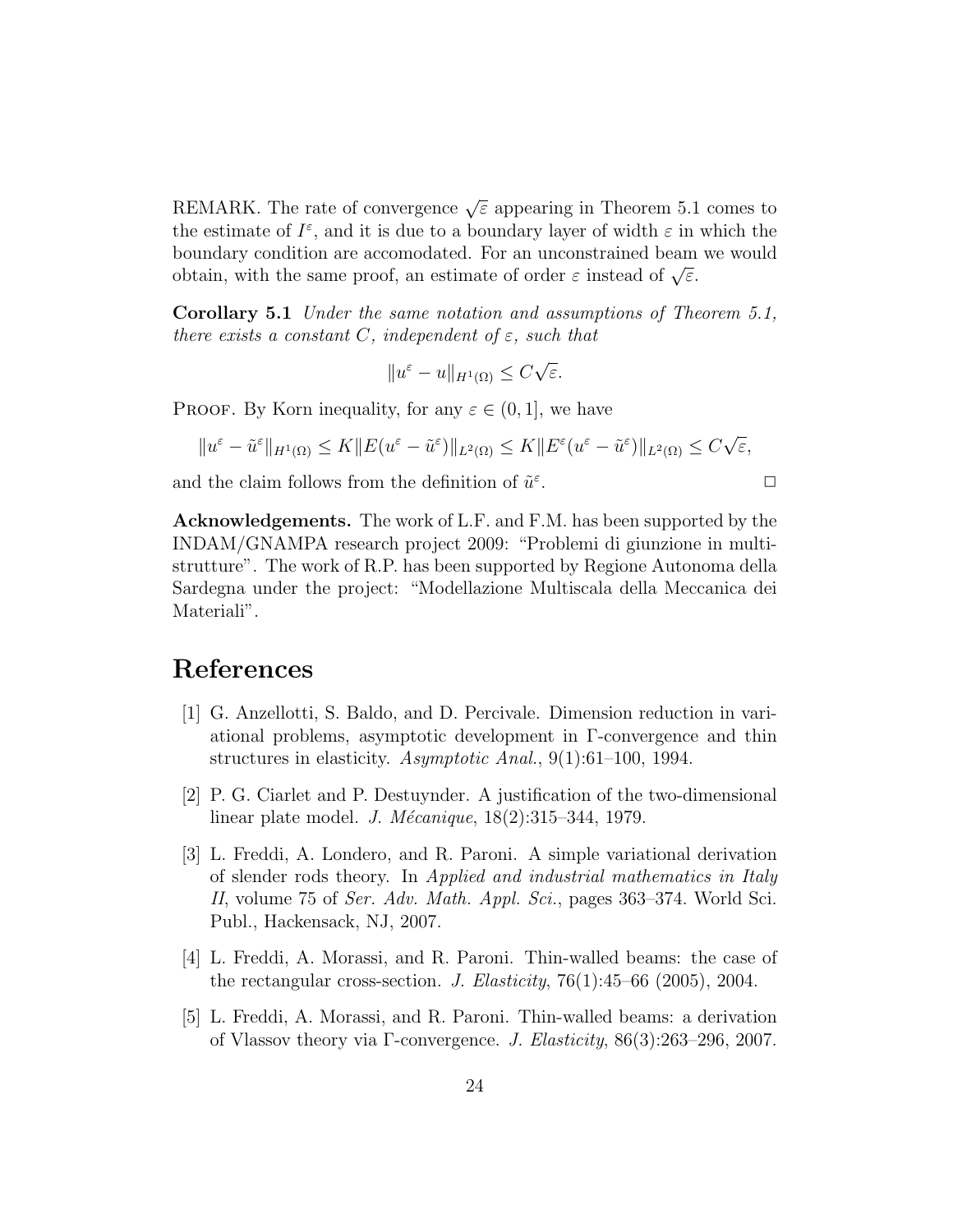REMARK. The rate of convergence $\sqrt{\varepsilon}$ appearing in Theorem 5.1 comes to the estimate of $I^\varepsilon$, and it is due to a boundary layer of width $\varepsilon$ in which the boundary condition are accomodated. For an unconstrained beam we would obtain, with the same proof, an estimate of order $\varepsilon$ instead of $\sqrt{\varepsilon}$.

**Corollary 5.1** *Under the same notation and assumptions of Theorem 5.1, there exists a constant $C$, independent of $\varepsilon$, such that*

$$\|u^\varepsilon - u\|_{H^1(\Omega)} \leq C\sqrt{\varepsilon}.$$

PROOF. By Korn inequality, for any $\varepsilon \in (0, 1]$, we have

$$\|u^\varepsilon - \tilde{u}^\varepsilon\|_{H^1(\Omega)} \leq K\|E(u^\varepsilon - \tilde{u}^\varepsilon)\|_{L^2(\Omega)} \leq K\|E^\varepsilon(u^\varepsilon - \tilde{u}^\varepsilon)\|_{L^2(\Omega)} \leq C\sqrt{\varepsilon},$$

and the claim follows from the definition of $\tilde{u}^\varepsilon$. □

**Acknowledgements.** The work of L.F. and F.M. has been supported by the INDAM/GNAMPA research project 2009: "Problemi di giunzione in multistrutture". The work of R.P. has been supported by Regione Autonoma della Sardegna under the project: "Modellazione Multiscala della Meccanica dei Materiali".

# References

[1] G. Anzellotti, S. Baldo, and D. Percivale. Dimension reduction in variational problems, asymptotic development in Γ-convergence and thin structures in elasticity. *Asymptotic Anal.*, 9(1):61–100, 1994.

[2] P. G. Ciarlet and P. Destuynder. A justification of the two-dimensional linear plate model. *J. Mécanique*, 18(2):315–344, 1979.

[3] L. Freddi, A. Londero, and R. Paroni. A simple variational derivation of slender rods theory. In *Applied and industrial mathematics in Italy II*, volume 75 of *Ser. Adv. Math. Appl. Sci.*, pages 363–374. World Sci. Publ., Hackensack, NJ, 2007.

[4] L. Freddi, A. Morassi, and R. Paroni. Thin-walled beams: the case of the rectangular cross-section. *J. Elasticity*, 76(1):45–66 (2005), 2004.

[5] L. Freddi, A. Morassi, and R. Paroni. Thin-walled beams: a derivation of Vlassov theory via Γ-convergence. *J. Elasticity*, 86(3):263–296, 2007.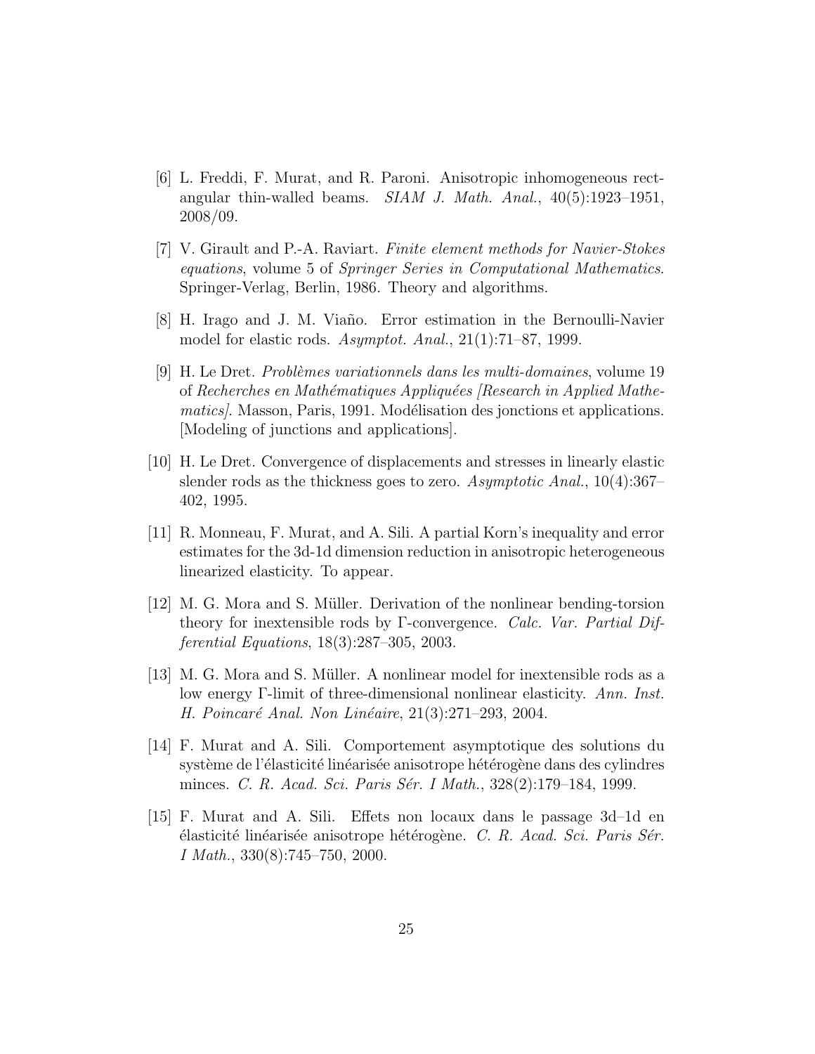[6] L. Freddi, F. Murat, and R. Paroni. Anisotropic inhomogeneous rectangular thin-walled beams. *SIAM J. Math. Anal.*, 40(5):1923–1951, 2008/09.

[7] V. Girault and P.-A. Raviart. *Finite element methods for Navier-Stokes equations*, volume 5 of *Springer Series in Computational Mathematics*. Springer-Verlag, Berlin, 1986. Theory and algorithms.

[8] H. Irago and J. M. Viaño. Error estimation in the Bernoulli-Navier model for elastic rods. *Asymptot. Anal.*, 21(1):71–87, 1999.

[9] H. Le Dret. *Problèmes variationnels dans les multi-domaines*, volume 19 of *Recherches en Mathématiques Appliquées [Research in Applied Mathematics]*. Masson, Paris, 1991. Modélisation des jonctions et applications. [Modeling of junctions and applications].

[10] H. Le Dret. Convergence of displacements and stresses in linearly elastic slender rods as the thickness goes to zero. *Asymptotic Anal.*, 10(4):367–402, 1995.

[11] R. Monneau, F. Murat, and A. Sili. A partial Korn's inequality and error estimates for the 3d-1d dimension reduction in anisotropic heterogeneous linearized elasticity. To appear.

[12] M. G. Mora and S. Müller. Derivation of the nonlinear bending-torsion theory for inextensible rods by Γ-convergence. *Calc. Var. Partial Differential Equations*, 18(3):287–305, 2003.

[13] M. G. Mora and S. Müller. A nonlinear model for inextensible rods as a low energy Γ-limit of three-dimensional nonlinear elasticity. *Ann. Inst. H. Poincaré Anal. Non Linéaire*, 21(3):271–293, 2004.

[14] F. Murat and A. Sili. Comportement asymptotique des solutions du système de l'élasticité linéarisée anisotrope hétérogène dans des cylindres minces. *C. R. Acad. Sci. Paris Sér. I Math.*, 328(2):179–184, 1999.

[15] F. Murat and A. Sili. Effets non locaux dans le passage 3d–1d en élasticité linéarisée anisotrope hétérogène. *C. R. Acad. Sci. Paris Sér. I Math.*, 330(8):745–750, 2000.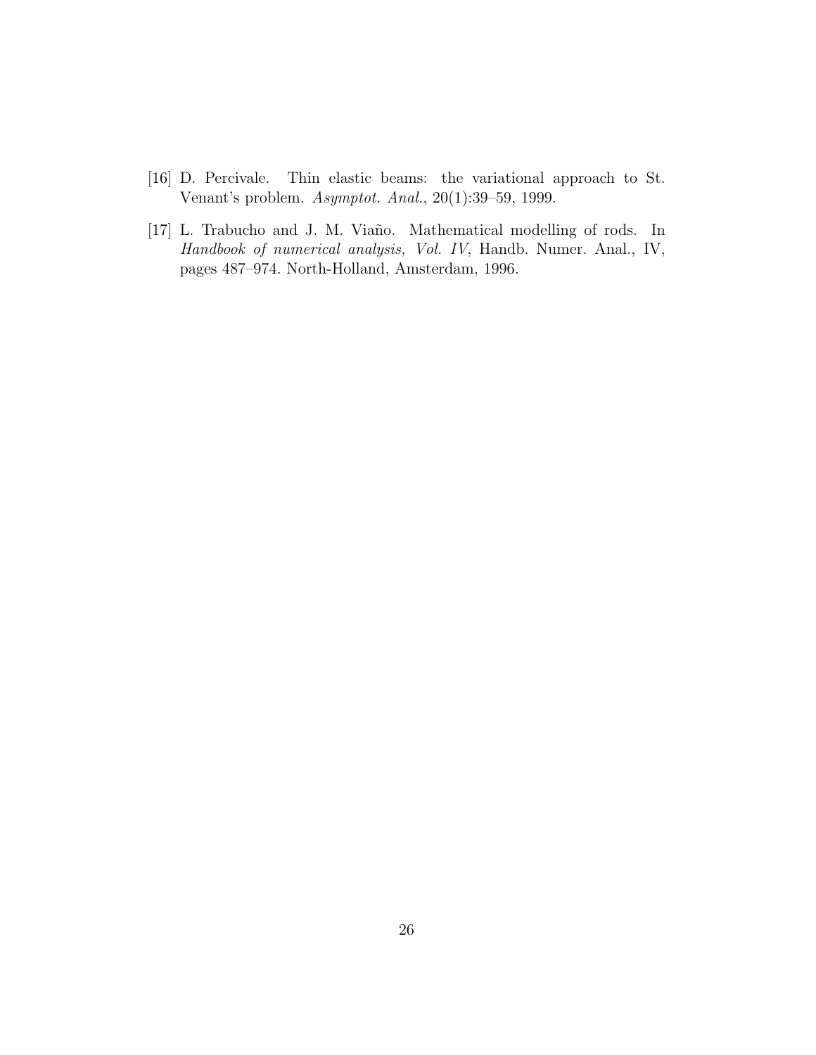[16] D. Percivale. Thin elastic beams: the variational approach to St. Venant's problem. *Asymptot. Anal.*, 20(1):39–59, 1999.

[17] L. Trabucho and J. M. Viaño. Mathematical modelling of rods. In *Handbook of numerical analysis, Vol. IV*, Handb. Numer. Anal., IV, pages 487–974. North-Holland, Amsterdam, 1996.